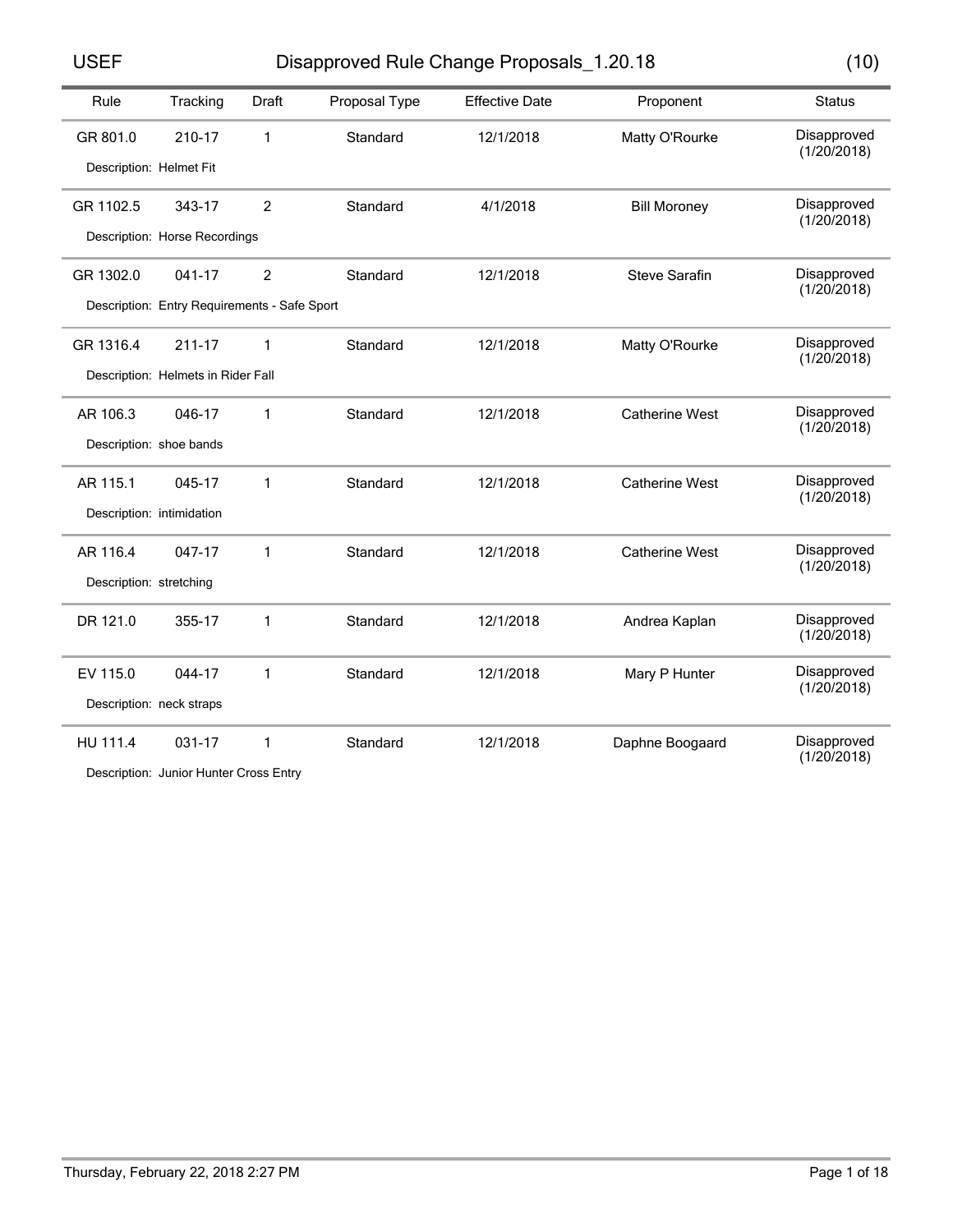# USEF — Disapproved Rule Change Proposals_1.20.18 (10)

| Rule | Tracking | Draft | Proposal Type | Effective Date | Proponent | Status |
|---|---|---|---|---|---|---|
| GR 801.0 | 210-17 | 1 | Standard | 12/1/2018 | Matty O'Rourke | Disapproved (1/20/2018) |
| Description: Helmet Fit | | | | | | |
| GR 1102.5 | 343-17 | 2 | Standard | 4/1/2018 | Bill Moroney | Disapproved (1/20/2018) |
| Description: Horse Recordings | | | | | | |
| GR 1302.0 | 041-17 | 2 | Standard | 12/1/2018 | Steve Sarafin | Disapproved (1/20/2018) |
| Description: Entry Requirements - Safe Sport | | | | | | |
| GR 1316.4 | 211-17 | 1 | Standard | 12/1/2018 | Matty O'Rourke | Disapproved (1/20/2018) |
| Description: Helmets in Rider Fall | | | | | | |
| AR 106.3 | 046-17 | 1 | Standard | 12/1/2018 | Catherine West | Disapproved (1/20/2018) |
| Description: shoe bands | | | | | | |
| AR 115.1 | 045-17 | 1 | Standard | 12/1/2018 | Catherine West | Disapproved (1/20/2018) |
| Description: intimidation | | | | | | |
| AR 116.4 | 047-17 | 1 | Standard | 12/1/2018 | Catherine West | Disapproved (1/20/2018) |
| Description: stretching | | | | | | |
| DR 121.0 | 355-17 | 1 | Standard | 12/1/2018 | Andrea Kaplan | Disapproved (1/20/2018) |
| EV 115.0 | 044-17 | 1 | Standard | 12/1/2018 | Mary P Hunter | Disapproved (1/20/2018) |
| Description: neck straps | | | | | | |
| HU 111.4 | 031-17 | 1 | Standard | 12/1/2018 | Daphne Boogaard | Disapproved (1/20/2018) |
| Description: Junior Hunter Cross Entry | | | | | | |

Thursday, February 22, 2018 2:27 PM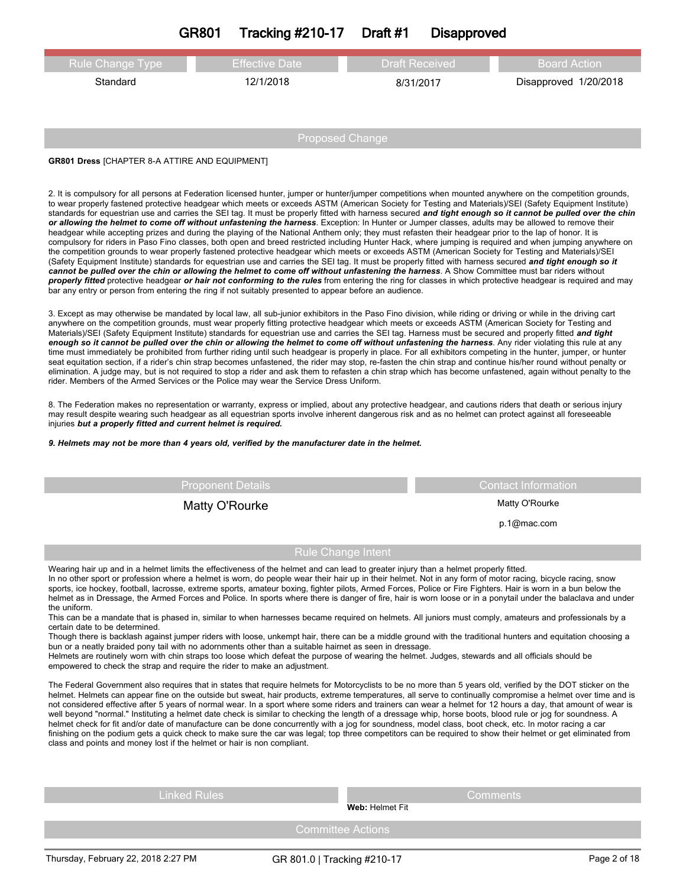# GR801 Tracking #210-17 Draft #1 Disapproved

| Rule Change Type | Effective Date | Draft Received | Board Action |
|---|---|---|---|
| Standard | 12/1/2018 | 8/31/2017 | Disapproved 1/20/2018 |

## Proposed Change

**GR801 Dress** [CHAPTER 8-A ATTIRE AND EQUIPMENT]

2. It is compulsory for all persons at Federation licensed hunter, jumper or hunter/jumper competitions when mounted anywhere on the competition grounds, to wear properly fastened protective headgear which meets or exceeds ASTM (American Society for Testing and Materials)/SEI (Safety Equipment Institute) standards for equestrian use and carries the SEI tag. It must be properly fitted with harness secured ***and tight enough so it cannot be pulled over the chin or allowing the helmet to come off without unfastening the harness***. Exception: In Hunter or Jumper classes, adults may be allowed to remove their headgear while accepting prizes and during the playing of the National Anthem only; they must refasten their headgear prior to the lap of honor. It is compulsory for riders in Paso Fino classes, both open and breed restricted including Hunter Hack, where jumping is required and when jumping anywhere on the competition grounds to wear properly fastened protective headgear which meets or exceeds ASTM (American Society for Testing and Materials)/SEI (Safety Equipment Institute) standards for equestrian use and carries the SEI tag. It must be properly fitted with harness secured ***and tight enough so it cannot be pulled over the chin or allowing the helmet to come off without unfastening the harness***. A Show Committee must bar riders without ***properly fitted*** protective headgear ***or hair not conforming to the rules*** from entering the ring for classes in which protective headgear is required and may bar any entry or person from entering the ring if not suitably presented to appear before an audience.

3. Except as may otherwise be mandated by local law, all sub-junior exhibitors in the Paso Fino division, while riding or driving or while in the driving cart anywhere on the competition grounds, must wear properly fitting protective headgear which meets or exceeds ASTM (American Society for Testing and Materials)/SEI (Safety Equipment Institute) standards for equestrian use and carries the SEI tag. Harness must be secured and properly fitted ***and tight enough so it cannot be pulled over the chin or allowing the helmet to come off without unfastening the harness***. Any rider violating this rule at any time must immediately be prohibited from further riding until such headgear is properly in place. For all exhibitors competing in the hunter, jumper, or hunter seat equitation section, if a rider's chin strap becomes unfastened, the rider may stop, re-fasten the chin strap and continue his/her round without penalty or elimination. A judge may, but is not required to stop a rider and ask them to refasten a chin strap which has become unfastened, again without penalty to the rider. Members of the Armed Services or the Police may wear the Service Dress Uniform.

8. The Federation makes no representation or warranty, express or implied, about any protective headgear, and cautions riders that death or serious injury may result despite wearing such headgear as all equestrian sports involve inherent dangerous risk and as no helmet can protect against all foreseeable injuries ***but a properly fitted and current helmet is required.***

***9. Helmets may not be more than 4 years old, verified by the manufacturer date in the helmet.***

| Proponent Details | Contact Information |
|---|---|
| Matty O'Rourke | Matty O'Rourke<br>p.1@mac.com |

## Rule Change Intent

Wearing hair up and in a helmet limits the effectiveness of the helmet and can lead to greater injury than a helmet properly fitted.
In no other sport or profession where a helmet is worn, do people wear their hair up in their helmet. Not in any form of motor racing, bicycle racing, snow sports, ice hockey, football, lacrosse, extreme sports, amateur boxing, fighter pilots, Armed Forces, Police or Fire Fighters. Hair is worn in a bun below the helmet as in Dressage, the Armed Forces and Police. In sports where there is danger of fire, hair is worn loose or in a ponytail under the balaclava and under the uniform.
This can be a mandate that is phased in, similar to when harnesses became required on helmets. All juniors must comply, amateurs and professionals by a certain date to be determined.
Though there is backlash against jumper riders with loose, unkempt hair, there can be a middle ground with the traditional hunters and equitation choosing a bun or a neatly braided pony tail with no adornments other than a suitable hairnet as seen in dressage.
Helmets are routinely worn with chin straps too loose which defeat the purpose of wearing the helmet. Judges, stewards and all officials should be empowered to check the strap and require the rider to make an adjustment.

The Federal Government also requires that in states that require helmets for Motorcyclists to be no more than 5 years old, verified by the DOT sticker on the helmet. Helmets can appear fine on the outside but sweat, hair products, extreme temperatures, all serve to continually compromise a helmet over time and is not considered effective after 5 years of normal wear. In a sport where some riders and trainers can wear a helmet for 12 hours a day, that amount of wear is well beyond "normal." Instituting a helmet date check is similar to checking the length of a dressage whip, horse boots, blood rule or jog for soundness. A helmet check for fit and/or date of manufacture can be done concurrently with a jog for soundness, model class, boot check, etc. In motor racing a car finishing on the podium gets a quick check to make sure the car was legal; top three competitors can be required to show their helmet or get eliminated from class and points and money lost if the helmet or hair is non compliant.

| Linked Rules | Comments |
|---|---|
| | **Web:** Helmet Fit |

## Committee Actions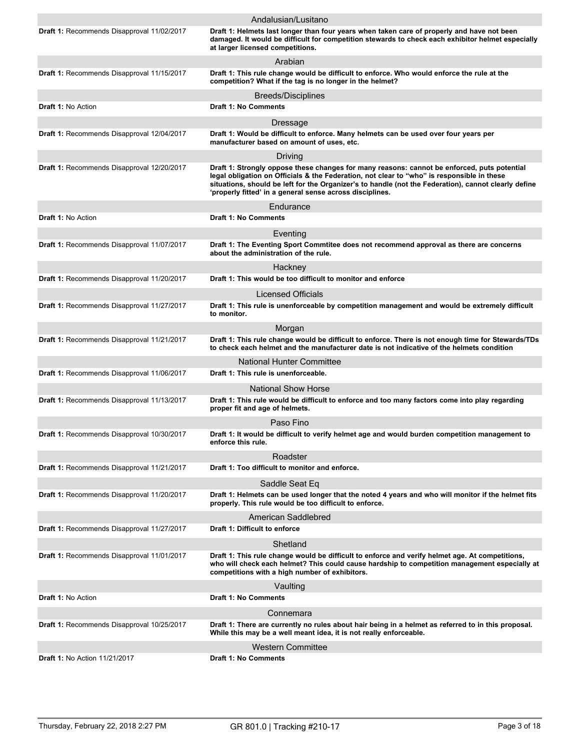### Andalusian/Lusitano

| | |
|---|---|
| **Draft 1:** Recommends Disapproval 11/02/2017 | **Draft 1: Helmets last longer than four years when taken care of properly and have not been damaged. It would be difficult for competition stewards to check each exhibitor helmet especially at larger licensed competitions.** |

### Arabian

| | |
|---|---|
| **Draft 1:** Recommends Disapproval 11/15/2017 | **Draft 1: This rule change would be difficult to enforce. Who would enforce the rule at the competition? What if the tag is no longer in the helmet?** |

### Breeds/Disciplines

| | |
|---|---|
| **Draft 1:** No Action | **Draft 1: No Comments** |

### Dressage

| | |
|---|---|
| **Draft 1:** Recommends Disapproval 12/04/2017 | **Draft 1: Would be difficult to enforce. Many helmets can be used over four years per manufacturer based on amount of uses, etc.** |

### Driving

| | |
|---|---|
| **Draft 1:** Recommends Disapproval 12/20/2017 | **Draft 1: Strongly oppose these changes for many reasons: cannot be enforced, puts potential legal obligation on Officials & the Federation, not clear to "who" is responsible in these situations, should be left for the Organizer's to handle (not the Federation), cannot clearly define 'properly fitted' in a general sense across disciplines.** |

### Endurance

| | |
|---|---|
| **Draft 1:** No Action | **Draft 1: No Comments** |

### Eventing

| | |
|---|---|
| **Draft 1:** Recommends Disapproval 11/07/2017 | **Draft 1: The Eventing Sport Commtitee does not recommend approval as there are concerns about the administration of the rule.** |

### Hackney

| | |
|---|---|
| **Draft 1:** Recommends Disapproval 11/20/2017 | **Draft 1: This would be too difficult to monitor and enforce** |

### Licensed Officials

| | |
|---|---|
| **Draft 1:** Recommends Disapproval 11/27/2017 | **Draft 1: This rule is unenforceable by competition management and would be extremely difficult to monitor.** |

### Morgan

| | |
|---|---|
| **Draft 1:** Recommends Disapproval 11/21/2017 | **Draft 1: This rule change would be difficult to enforce. There is not enough time for Stewards/TDs to check each helmet and the manufacturer date is not indicative of the helmets condition** |

### National Hunter Committee

| | |
|---|---|
| **Draft 1:** Recommends Disapproval 11/06/2017 | **Draft 1: This rule is unenforceable.** |

### National Show Horse

| | |
|---|---|
| **Draft 1:** Recommends Disapproval 11/13/2017 | **Draft 1: This rule would be difficult to enforce and too many factors come into play regarding proper fit and age of helmets.** |

### Paso Fino

| | |
|---|---|
| **Draft 1:** Recommends Disapproval 10/30/2017 | **Draft 1: It would be difficult to verify helmet age and would burden competition management to enforce this rule.** |

### Roadster

| | |
|---|---|
| **Draft 1:** Recommends Disapproval 11/21/2017 | **Draft 1: Too difficult to monitor and enforce.** |

### Saddle Seat Eq

| | |
|---|---|
| **Draft 1:** Recommends Disapproval 11/20/2017 | **Draft 1: Helmets can be used longer that the noted 4 years and who will monitor if the helmet fits properly. This rule would be too difficult to enforce.** |

### American Saddlebred

| | |
|---|---|
| **Draft 1:** Recommends Disapproval 11/27/2017 | **Draft 1: Difficult to enforce** |

### Shetland

| | |
|---|---|
| **Draft 1:** Recommends Disapproval 11/01/2017 | **Draft 1: This rule change would be difficult to enforce and verify helmet age. At competitions, who will check each helmet? This could cause hardship to competition management especially at competitions with a high number of exhibitors.** |

### Vaulting

| | |
|---|---|
| **Draft 1:** No Action | **Draft 1: No Comments** |

### Connemara

| | |
|---|---|
| **Draft 1:** Recommends Disapproval 10/25/2017 | **Draft 1: There are currently no rules about hair being in a helmet as referred to in this proposal. While this may be a well meant idea, it is not really enforceable.** |

### Western Committee

| | |
|---|---|
| **Draft 1:** No Action 11/21/2017 | **Draft 1: No Comments** |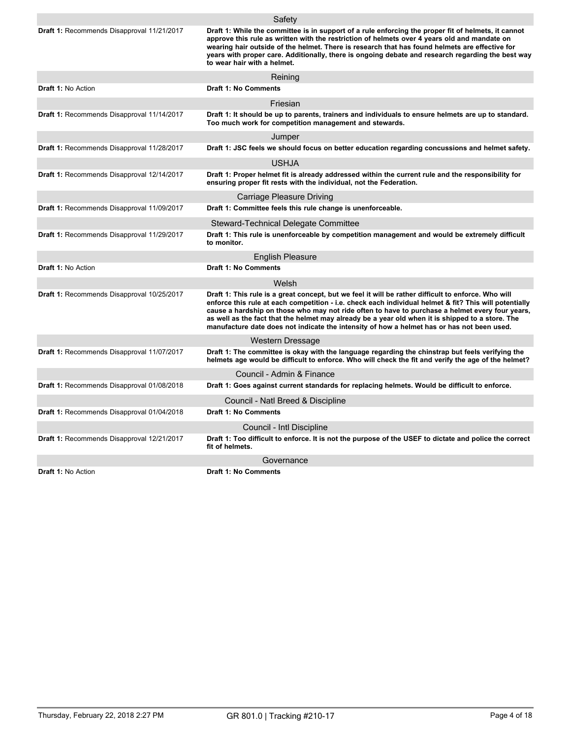### Safety

**Draft 1:** Recommends Disapproval 11/21/2017

**Draft 1: While the committee is in support of a rule enforcing the proper fit of helmets, it cannot approve this rule as written with the restriction of helmets over 4 years old and mandate on wearing hair outside of the helmet. There is research that has found helmets are effective for years with proper care. Additionally, there is ongoing debate and research regarding the best way to wear hair with a helmet.**

### Reining

**Draft 1:** No Action

**Draft 1: No Comments**

### Friesian

**Draft 1:** Recommends Disapproval 11/14/2017

**Draft 1: It should be up to parents, trainers and individuals to ensure helmets are up to standard. Too much work for competition management and stewards.**

### Jumper

**Draft 1:** Recommends Disapproval 11/28/2017

**Draft 1: JSC feels we should focus on better education regarding concussions and helmet safety.**

### USHJA

**Draft 1:** Recommends Disapproval 12/14/2017

**Draft 1: Proper helmet fit is already addressed within the current rule and the responsibility for ensuring proper fit rests with the individual, not the Federation.**

### Carriage Pleasure Driving

**Draft 1:** Recommends Disapproval 11/09/2017

**Draft 1: Committee feels this rule change is unenforceable.**

### Steward-Technical Delegate Committee

**Draft 1:** Recommends Disapproval 11/29/2017

**Draft 1: This rule is unenforceable by competition management and would be extremely difficult to monitor.**

### English Pleasure

**Draft 1:** No Action

**Draft 1: No Comments**

### Welsh

**Draft 1:** Recommends Disapproval 10/25/2017

**Draft 1: This rule is a great concept, but we feel it will be rather difficult to enforce. Who will enforce this rule at each competition - i.e. check each individual helmet & fit? This will potentially cause a hardship on those who may not ride often to have to purchase a helmet every four years, as well as the fact that the helmet may already be a year old when it is shipped to a store. The manufacture date does not indicate the intensity of how a helmet has or has not been used.**

### Western Dressage

**Draft 1:** Recommends Disapproval 11/07/2017

**Draft 1: The committee is okay with the language regarding the chinstrap but feels verifying the helmets age would be difficult to enforce. Who will check the fit and verify the age of the helmet?**

### Council - Admin & Finance

**Draft 1:** Recommends Disapproval 01/08/2018

**Draft 1: Goes against current standards for replacing helmets. Would be difficult to enforce.**

### Council - Natl Breed & Discipline

**Draft 1:** Recommends Disapproval 01/04/2018

**Draft 1: No Comments**

### Council - Intl Discipline

**Draft 1:** Recommends Disapproval 12/21/2017

**Draft 1: Too difficult to enforce. It is not the purpose of the USEF to dictate and police the correct fit of helmets.**

### Governance

**Draft 1:** No Action

**Draft 1: No Comments**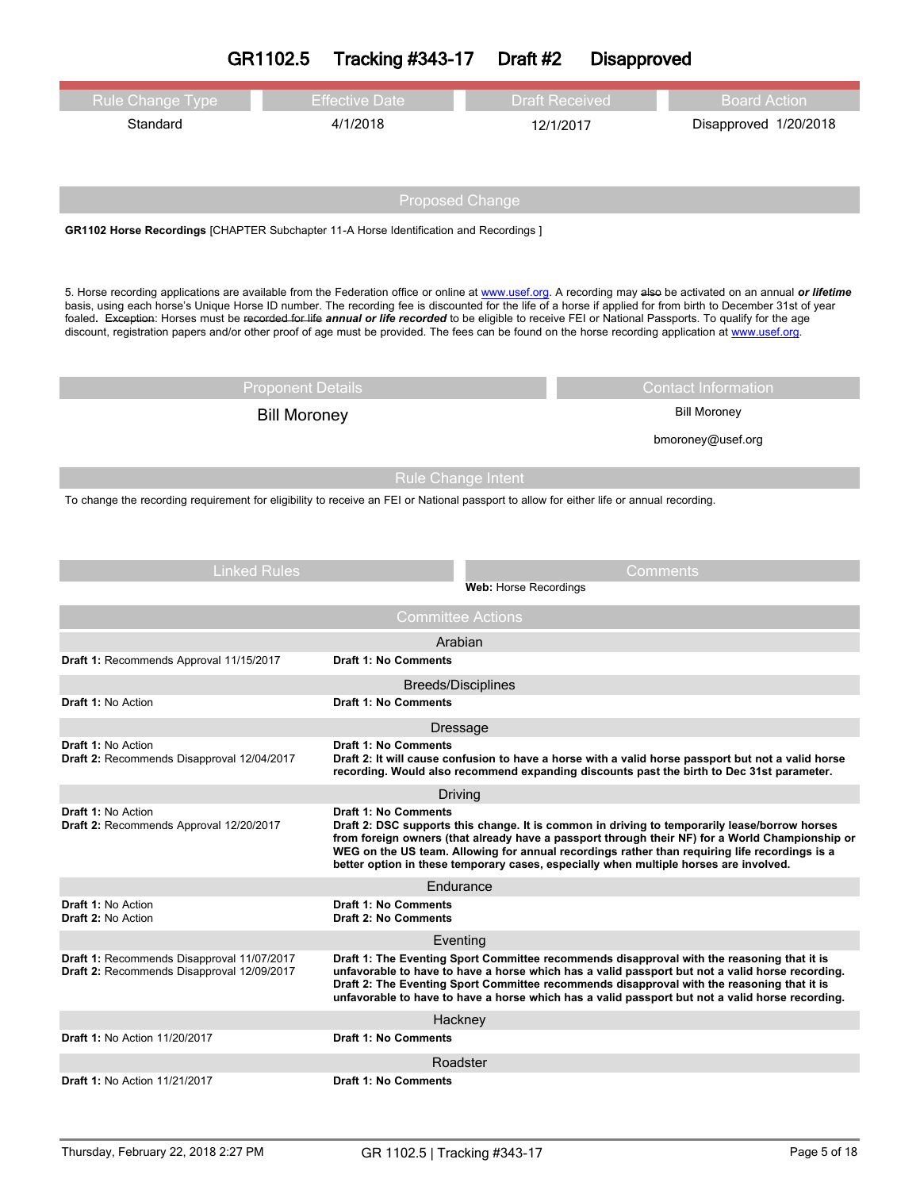# GR1102.5 Tracking #343-17 Draft #2 Disapproved

| Rule Change Type | Effective Date | Draft Received | Board Action |
|---|---|---|---|
| Standard | 4/1/2018 | 12/1/2017 | Disapproved 1/20/2018 |

## Proposed Change

**GR1102 Horse Recordings** [CHAPTER Subchapter 11-A Horse Identification and Recordings ]

5. Horse recording applications are available from the Federation office or online at www.usef.org. A recording may ~~also~~ be activated on an annual ***or lifetime*** basis, using each horse's Unique Horse ID number. The recording fee is discounted for the life of a horse if applied for from birth to December 31st of year foaled**.** ~~Exception~~: Horses must be ~~recorded for life~~ ***annual or life recorded*** to be eligible to receive FEI or National Passports. To qualify for the age discount, registration papers and/or other proof of age must be provided. The fees can be found on the horse recording application at www.usef.org.

| Proponent Details | Contact Information |
|---|---|
| Bill Moroney | Bill Moroney<br>bmoroney@usef.org |

## Rule Change Intent

To change the recording requirement for eligibility to receive an FEI or National passport to allow for either life or annual recording.

| Linked Rules | Comments |
|---|---|
| | **Web:** Horse Recordings |

## Committee Actions

| Committee | Action | Comments |
|---|---|---|
| Arabian | **Draft 1:** Recommends Approval 11/15/2017 | **Draft 1: No Comments** |
| Breeds/Disciplines | **Draft 1:** No Action | **Draft 1: No Comments** |
| Dressage | **Draft 1:** No Action<br>**Draft 2:** Recommends Disapproval 12/04/2017 | **Draft 1: No Comments**<br>**Draft 2: It will cause confusion to have a horse with a valid horse passport but not a valid horse recording. Would also recommend expanding discounts past the birth to Dec 31st parameter.** |
| Driving | **Draft 1:** No Action<br>**Draft 2:** Recommends Approval 12/20/2017 | **Draft 1: No Comments**<br>**Draft 2: DSC supports this change. It is common in driving to temporarily lease/borrow horses from foreign owners (that already have a passport through their NF) for a World Championship or WEG on the US team. Allowing for annual recordings rather than requiring life recordings is a better option in these temporary cases, especially when multiple horses are involved.** |
| Endurance | **Draft 1:** No Action<br>**Draft 2:** No Action | **Draft 1: No Comments**<br>**Draft 2: No Comments** |
| Eventing | **Draft 1:** Recommends Disapproval 11/07/2017<br>**Draft 2:** Recommends Disapproval 12/09/2017 | **Draft 1: The Eventing Sport Committee recommends disapproval with the reasoning that it is unfavorable to have to have a horse which has a valid passport but not a valid horse recording.**<br>**Draft 2: The Eventing Sport Committee recommends disapproval with the reasoning that it is unfavorable to have to have a horse which has a valid passport but not a valid horse recording.** |
| Hackney | **Draft 1:** No Action 11/20/2017 | **Draft 1: No Comments** |
| Roadster | **Draft 1:** No Action 11/21/2017 | **Draft 1: No Comments** |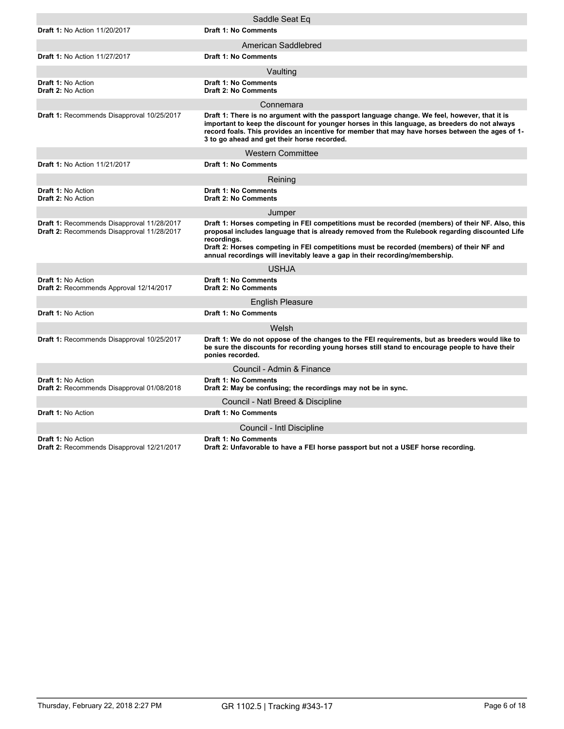### Saddle Seat Eq

**Draft 1:** No Action 11/20/2017 — **Draft 1: No Comments**

### American Saddlebred

**Draft 1:** No Action 11/27/2017 — **Draft 1: No Comments**

### Vaulting

**Draft 1:** No Action
**Draft 2:** No Action

**Draft 1: No Comments**
**Draft 2: No Comments**

### Connemara

**Draft 1:** Recommends Disapproval 10/25/2017

**Draft 1: There is no argument with the passport language change. We feel, however, that it is important to keep the discount for younger horses in this language, as breeders do not always record foals. This provides an incentive for member that may have horses between the ages of 1-3 to go ahead and get their horse recorded.**

### Western Committee

**Draft 1:** No Action 11/21/2017 — **Draft 1: No Comments**

### Reining

**Draft 1:** No Action
**Draft 2:** No Action

**Draft 1: No Comments**
**Draft 2: No Comments**

### Jumper

**Draft 1:** Recommends Disapproval 11/28/2017
**Draft 2:** Recommends Disapproval 11/28/2017

**Draft 1: Horses competing in FEI competitions must be recorded (members) of their NF. Also, this proposal includes language that is already removed from the Rulebook regarding discounted Life recordings.**
**Draft 2: Horses competing in FEI competitions must be recorded (members) of their NF and annual recordings will inevitably leave a gap in their recording/membership.**

### USHJA

**Draft 1:** No Action
**Draft 2:** Recommends Approval 12/14/2017

**Draft 1: No Comments**
**Draft 2: No Comments**

### English Pleasure

**Draft 1:** No Action — **Draft 1: No Comments**

### Welsh

**Draft 1:** Recommends Disapproval 10/25/2017

**Draft 1: We do not oppose of the changes to the FEI requirements, but as breeders would like to be sure the discounts for recording young horses still stand to encourage people to have their ponies recorded.**

### Council - Admin & Finance

**Draft 1:** No Action
**Draft 2:** Recommends Disapproval 01/08/2018

**Draft 1: No Comments**
**Draft 2: May be confusing; the recordings may not be in sync.**

### Council - Natl Breed & Discipline

**Draft 1:** No Action — **Draft 1: No Comments**

### Council - Intl Discipline

**Draft 1:** No Action
**Draft 2:** Recommends Disapproval 12/21/2017

**Draft 1: No Comments**
**Draft 2: Unfavorable to have a FEI horse passport but not a USEF horse recording.**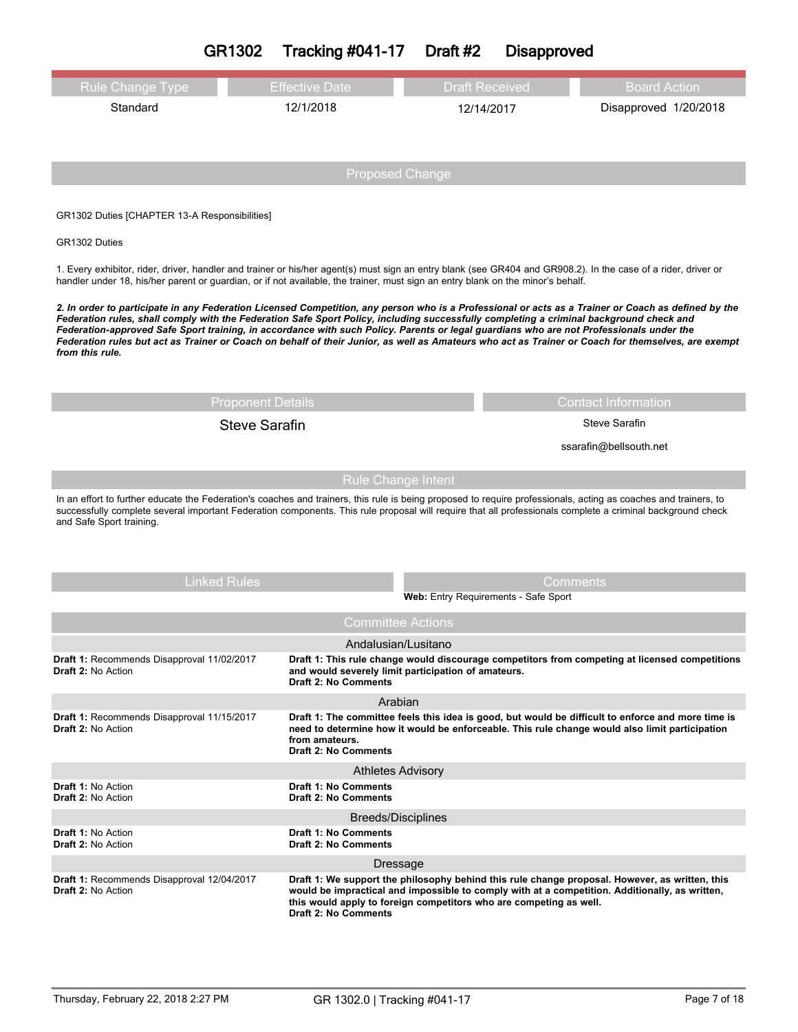# GR1302 Tracking #041-17 Draft #2 Disapproved

| Rule Change Type | Effective Date | Draft Received | Board Action |
|---|---|---|---|
| Standard | 12/1/2018 | 12/14/2017 | Disapproved 1/20/2018 |

## Proposed Change

GR1302 Duties [CHAPTER 13-A Responsibilities]

GR1302 Duties

1. Every exhibitor, rider, driver, handler and trainer or his/her agent(s) must sign an entry blank (see GR404 and GR908.2). In the case of a rider, driver or handler under 18, his/her parent or guardian, or if not available, the trainer, must sign an entry blank on the minor's behalf.

***2. In order to participate in any Federation Licensed Competition, any person who is a Professional or acts as a Trainer or Coach as defined by the Federation rules, shall comply with the Federation Safe Sport Policy, including successfully completing a criminal background check and Federation-approved Safe Sport training, in accordance with such Policy. Parents or legal guardians who are not Professionals under the Federation rules but act as Trainer or Coach on behalf of their Junior, as well as Amateurs who act as Trainer or Coach for themselves, are exempt from this rule.***

| Proponent Details | Contact Information |
|---|---|
| Steve Sarafin | Steve Sarafin<br>ssarafin@bellsouth.net |

## Rule Change Intent

In an effort to further educate the Federation's coaches and trainers, this rule is being proposed to require professionals, acting as coaches and trainers, to successfully complete several important Federation components. This rule proposal will require that all professionals complete a criminal background check and Safe Sport training.

| Linked Rules | Comments |
|---|---|
| | **Web:** Entry Requirements - Safe Sport |

## Committee Actions

| | |
|---|---|
| **Andalusian/Lusitano** | |
| **Draft 1:** Recommends Disapproval 11/02/2017<br>**Draft 2:** No Action | **Draft 1: This rule change would discourage competitors from competing at licensed competitions and would severely limit participation of amateurs.**<br>**Draft 2: No Comments** |
| **Arabian** | |
| **Draft 1:** Recommends Disapproval 11/15/2017<br>**Draft 2:** No Action | **Draft 1: The committee feels this idea is good, but would be difficult to enforce and more time is need to determine how it would be enforceable. This rule change would also limit participation from amateurs.**<br>**Draft 2: No Comments** |
| **Athletes Advisory** | |
| **Draft 1:** No Action<br>**Draft 2:** No Action | **Draft 1: No Comments**<br>**Draft 2: No Comments** |
| **Breeds/Disciplines** | |
| **Draft 1:** No Action<br>**Draft 2:** No Action | **Draft 1: No Comments**<br>**Draft 2: No Comments** |
| **Dressage** | |
| **Draft 1:** Recommends Disapproval 12/04/2017<br>**Draft 2:** No Action | **Draft 1: We support the philosophy behind this rule change proposal. However, as written, this would be impractical and impossible to comply with at a competition. Additionally, as written, this would apply to foreign competitors who are competing as well.**<br>**Draft 2: No Comments** |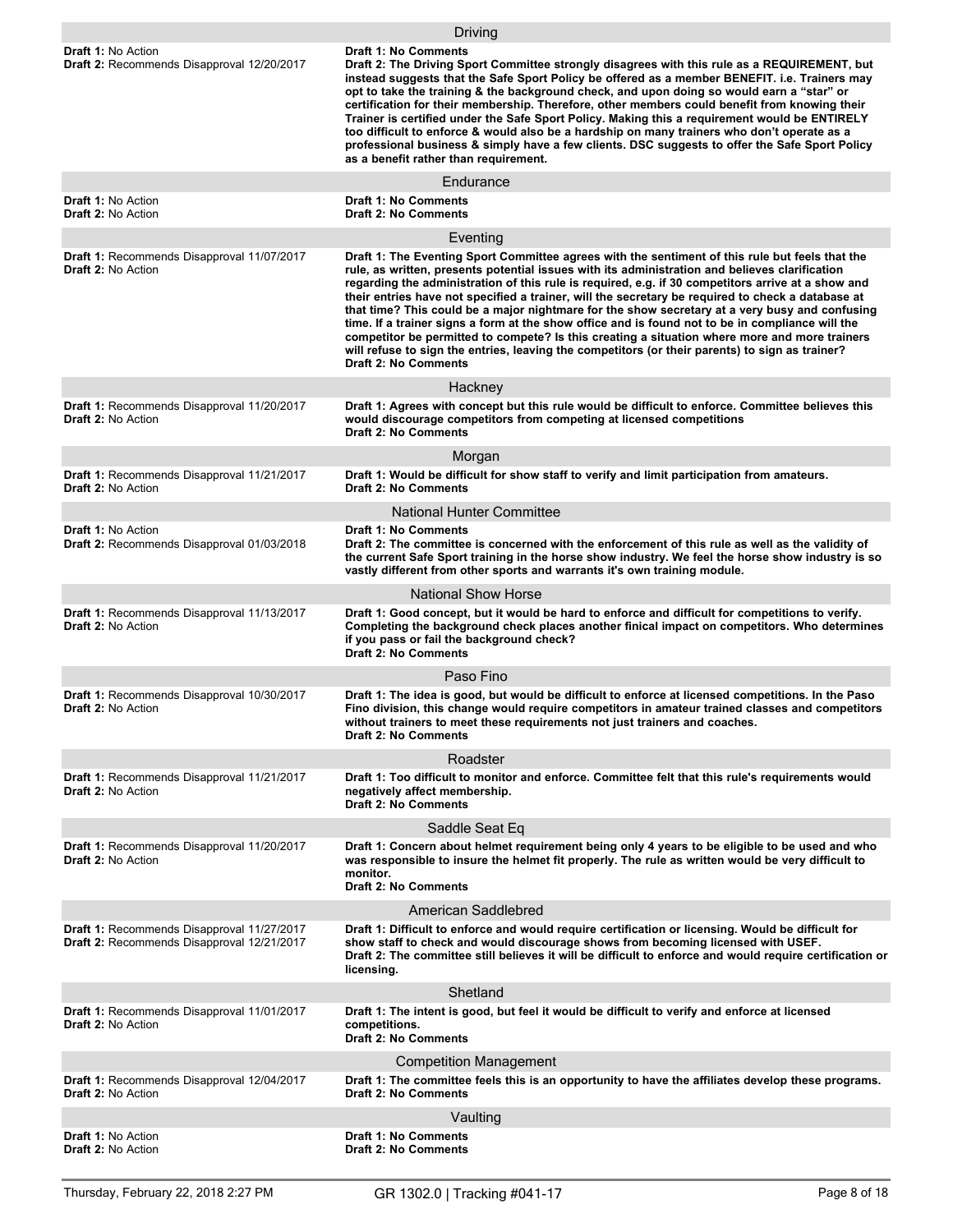## Driving

**Draft 1:** No Action
**Draft 2:** Recommends Disapproval 12/20/2017

**Draft 1: No Comments**
**Draft 2: The Driving Sport Committee strongly disagrees with this rule as a REQUIREMENT, but instead suggests that the Safe Sport Policy be offered as a member BENEFIT. i.e. Trainers may opt to take the training & the background check, and upon doing so would earn a "star" or certification for their membership. Therefore, other members could benefit from knowing their Trainer is certified under the Safe Sport Policy. Making this a requirement would be ENTIRELY too difficult to enforce & would also be a hardship on many trainers who don't operate as a professional business & simply have a few clients. DSC suggests to offer the Safe Sport Policy as a benefit rather than requirement.**

## Endurance

**Draft 1:** No Action
**Draft 2:** No Action

**Draft 1: No Comments**
**Draft 2: No Comments**

## Eventing

**Draft 1:** Recommends Disapproval 11/07/2017
**Draft 2:** No Action

**Draft 1: The Eventing Sport Committee agrees with the sentiment of this rule but feels that the rule, as written, presents potential issues with its administration and believes clarification regarding the administration of this rule is required, e.g. if 30 competitors arrive at a show and their entries have not specified a trainer, will the secretary be required to check a database at that time? This could be a major nightmare for the show secretary at a very busy and confusing time. If a trainer signs a form at the show office and is found not to be in compliance will the competitor be permitted to compete? Is this creating a situation where more and more trainers will refuse to sign the entries, leaving the competitors (or their parents) to sign as trainer?**
**Draft 2: No Comments**

## Hackney

**Draft 1:** Recommends Disapproval 11/20/2017
**Draft 2:** No Action

**Draft 1: Agrees with concept but this rule would be difficult to enforce. Committee believes this would discourage competitors from competing at licensed competitions**
**Draft 2: No Comments**

## Morgan

**Draft 1:** Recommends Disapproval 11/21/2017
**Draft 2:** No Action

**Draft 1: Would be difficult for show staff to verify and limit participation from amateurs.**
**Draft 2: No Comments**

## National Hunter Committee

**Draft 1:** No Action
**Draft 2:** Recommends Disapproval 01/03/2018

**Draft 1: No Comments**
**Draft 2: The committee is concerned with the enforcement of this rule as well as the validity of the current Safe Sport training in the horse show industry. We feel the horse show industry is so vastly different from other sports and warrants it's own training module.**

## National Show Horse

**Draft 1:** Recommends Disapproval 11/13/2017
**Draft 2:** No Action

**Draft 1: Good concept, but it would be hard to enforce and difficult for competitions to verify. Completing the background check places another finical impact on competitors. Who determines if you pass or fail the background check?**
**Draft 2: No Comments**

## Paso Fino

**Draft 1:** Recommends Disapproval 10/30/2017
**Draft 2:** No Action

**Draft 1: The idea is good, but would be difficult to enforce at licensed competitions. In the Paso Fino division, this change would require competitors in amateur trained classes and competitors without trainers to meet these requirements not just trainers and coaches.**
**Draft 2: No Comments**

## Roadster

**Draft 1:** Recommends Disapproval 11/21/2017
**Draft 2:** No Action

**Draft 1: Too difficult to monitor and enforce. Committee felt that this rule's requirements would negatively affect membership.**
**Draft 2: No Comments**

## Saddle Seat Eq

**Draft 1:** Recommends Disapproval 11/20/2017
**Draft 2:** No Action

**Draft 1: Concern about helmet requirement being only 4 years to be eligible to be used and who was responsible to insure the helmet fit properly. The rule as written would be very difficult to monitor.**
**Draft 2: No Comments**

## American Saddlebred

**Draft 1:** Recommends Disapproval 11/27/2017
**Draft 2:** Recommends Disapproval 12/21/2017

**Draft 1: Difficult to enforce and would require certification or licensing. Would be difficult for show staff to check and would discourage shows from becoming licensed with USEF.**
**Draft 2: The committee still believes it will be difficult to enforce and would require certification or licensing.**

## Shetland

**Draft 1:** Recommends Disapproval 11/01/2017
**Draft 2:** No Action

**Draft 1: The intent is good, but feel it would be difficult to verify and enforce at licensed competitions.**
**Draft 2: No Comments**

## Competition Management

**Draft 1:** Recommends Disapproval 12/04/2017
**Draft 2:** No Action

**Draft 1: The committee feels this is an opportunity to have the affiliates develop these programs.**
**Draft 2: No Comments**

## Vaulting

**Draft 1:** No Action
**Draft 2:** No Action

**Draft 1: No Comments**
**Draft 2: No Comments**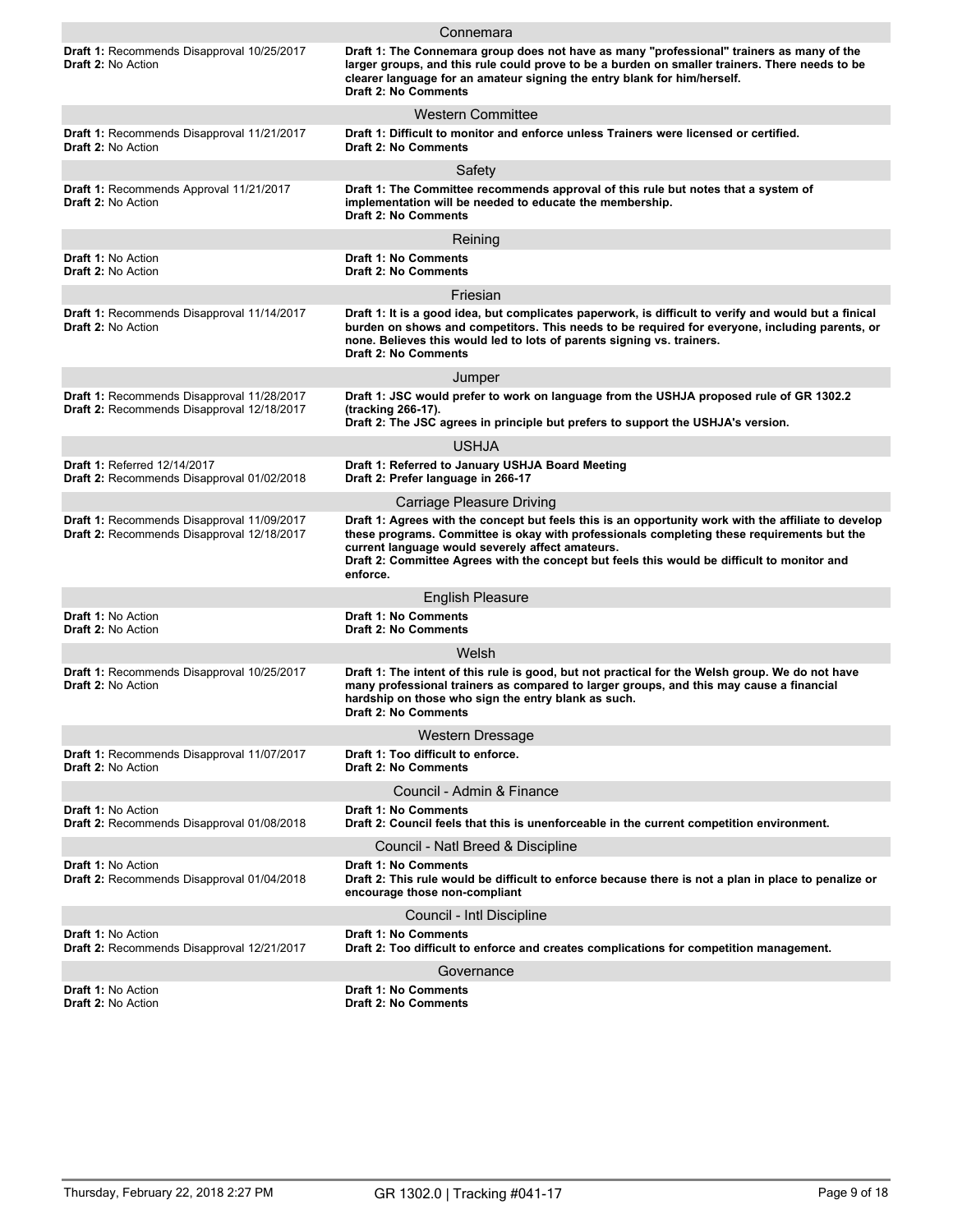### Connemara

**Draft 1:** Recommends Disapproval 10/25/2017
**Draft 2:** No Action

**Draft 1: The Connemara group does not have as many "professional" trainers as many of the larger groups, and this rule could prove to be a burden on smaller trainers. There needs to be clearer language for an amateur signing the entry blank for him/herself.**
**Draft 2: No Comments**

### Western Committee

**Draft 1:** Recommends Disapproval 11/21/2017
**Draft 2:** No Action

**Draft 1: Difficult to monitor and enforce unless Trainers were licensed or certified.**
**Draft 2: No Comments**

### Safety

**Draft 1:** Recommends Approval 11/21/2017
**Draft 2:** No Action

**Draft 1: The Committee recommends approval of this rule but notes that a system of implementation will be needed to educate the membership.**
**Draft 2: No Comments**

### Reining

**Draft 1:** No Action
**Draft 2:** No Action

**Draft 1: No Comments**
**Draft 2: No Comments**

### Friesian

**Draft 1:** Recommends Disapproval 11/14/2017
**Draft 2:** No Action

**Draft 1: It is a good idea, but complicates paperwork, is difficult to verify and would but a finical burden on shows and competitors. This needs to be required for everyone, including parents, or none. Believes this would led to lots of parents signing vs. trainers.**
**Draft 2: No Comments**

### Jumper

**Draft 1:** Recommends Disapproval 11/28/2017
**Draft 2:** Recommends Disapproval 12/18/2017

**Draft 1: JSC would prefer to work on language from the USHJA proposed rule of GR 1302.2 (tracking 266-17).**
**Draft 2: The JSC agrees in principle but prefers to support the USHJA's version.**

### USHJA

**Draft 1:** Referred 12/14/2017
**Draft 2:** Recommends Disapproval 01/02/2018

**Draft 1: Referred to January USHJA Board Meeting**
**Draft 2: Prefer language in 266-17**

### Carriage Pleasure Driving

**Draft 1:** Recommends Disapproval 11/09/2017
**Draft 2:** Recommends Disapproval 12/18/2017

**Draft 1: Agrees with the concept but feels this is an opportunity work with the affiliate to develop these programs. Committee is okay with professionals completing these requirements but the current language would severely affect amateurs.**
**Draft 2: Committee Agrees with the concept but feels this would be difficult to monitor and enforce.**

### English Pleasure

**Draft 1:** No Action
**Draft 2:** No Action

**Draft 1: No Comments**
**Draft 2: No Comments**

### Welsh

**Draft 1:** Recommends Disapproval 10/25/2017
**Draft 2:** No Action

**Draft 1: The intent of this rule is good, but not practical for the Welsh group. We do not have many professional trainers as compared to larger groups, and this may cause a financial hardship on those who sign the entry blank as such.**
**Draft 2: No Comments**

### Western Dressage

**Draft 1:** Recommends Disapproval 11/07/2017
**Draft 2:** No Action

**Draft 1: Too difficult to enforce.**
**Draft 2: No Comments**

### Council - Admin & Finance

**Draft 1:** No Action
**Draft 2:** Recommends Disapproval 01/08/2018

**Draft 1: No Comments**
**Draft 2: Council feels that this is unenforceable in the current competition environment.**

### Council - Natl Breed & Discipline

**Draft 1:** No Action
**Draft 2:** Recommends Disapproval 01/04/2018

**Draft 1: No Comments**
**Draft 2: This rule would be difficult to enforce because there is not a plan in place to penalize or encourage those non-compliant**

### Council - Intl Discipline

**Draft 1:** No Action
**Draft 2:** Recommends Disapproval 12/21/2017

**Draft 1: No Comments**
**Draft 2: Too difficult to enforce and creates complications for competition management.**

### Governance

**Draft 1:** No Action
**Draft 2:** No Action

**Draft 1: No Comments**
**Draft 2: No Comments**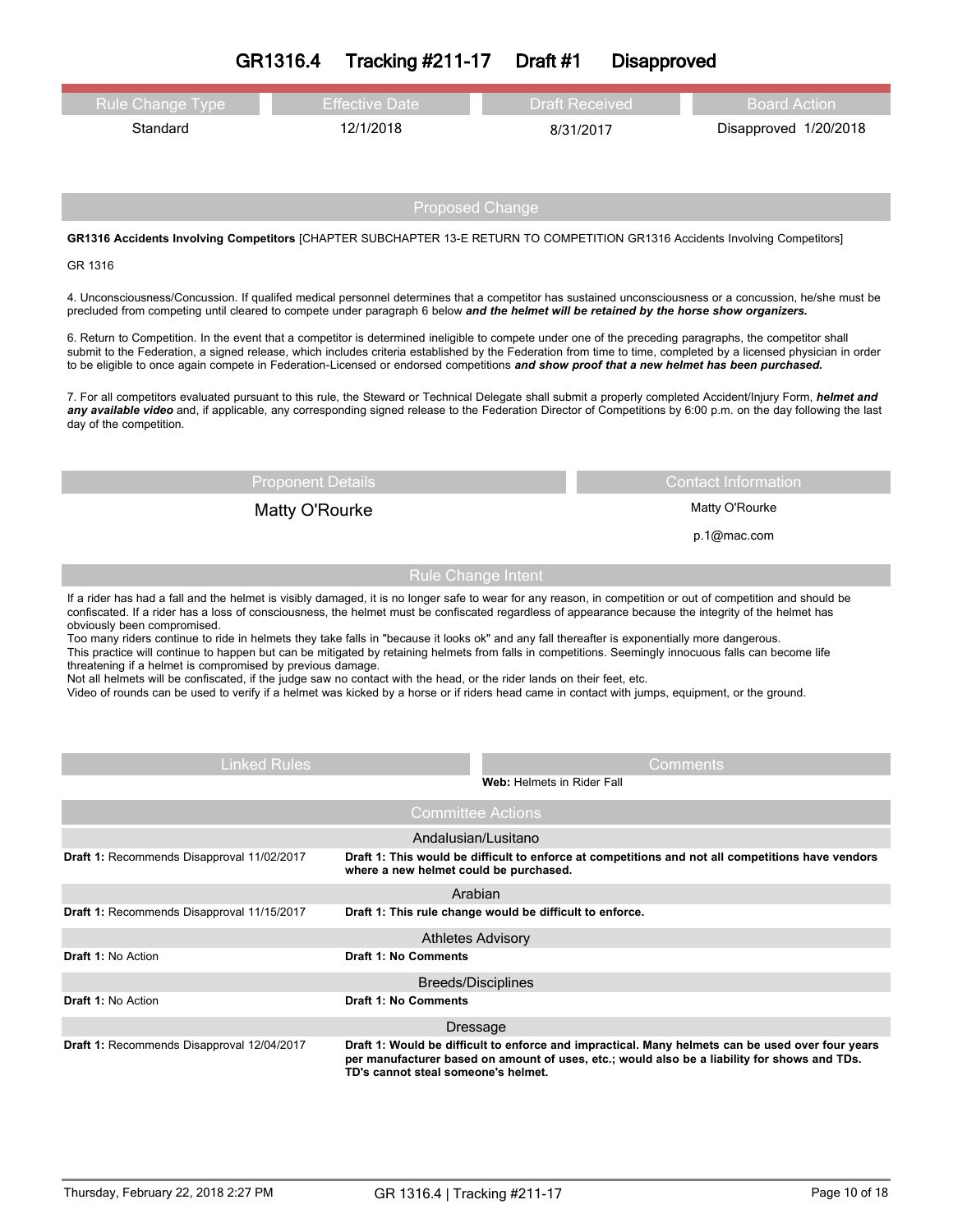# GR1316.4 Tracking #211-17 Draft #1 Disapproved

| Rule Change Type | Effective Date | Draft Received | Board Action |
| --- | --- | --- | --- |
| Standard | 12/1/2018 | 8/31/2017 | Disapproved 1/20/2018 |

## Proposed Change

**GR1316 Accidents Involving Competitors** [CHAPTER SUBCHAPTER 13-E RETURN TO COMPETITION GR1316 Accidents Involving Competitors]

GR 1316

4. Unconsciousness/Concussion. If qualifed medical personnel determines that a competitor has sustained unconsciousness or a concussion, he/she must be precluded from competing until cleared to compete under paragraph 6 below ***and the helmet will be retained by the horse show organizers.***

6. Return to Competition. In the event that a competitor is determined ineligible to compete under one of the preceding paragraphs, the competitor shall submit to the Federation, a signed release, which includes criteria established by the Federation from time to time, completed by a licensed physician in order to be eligible to once again compete in Federation-Licensed or endorsed competitions ***and show proof that a new helmet has been purchased.***

7. For all competitors evaluated pursuant to this rule, the Steward or Technical Delegate shall submit a properly completed Accident/Injury Form, ***helmet and any available video*** and, if applicable, any corresponding signed release to the Federation Director of Competitions by 6:00 p.m. on the day following the last day of the competition.

| Proponent Details | Contact Information |
| --- | --- |
| Matty O'Rourke | Matty O'Rourke<br>p.1@mac.com |

## Rule Change Intent

If a rider has had a fall and the helmet is visibly damaged, it is no longer safe to wear for any reason, in competition or out of competition and should be confiscated. If a rider has a loss of consciousness, the helmet must be confiscated regardless of appearance because the integrity of the helmet has obviously been compromised.
Too many riders continue to ride in helmets they take falls in "because it looks ok" and any fall thereafter is exponentially more dangerous.
This practice will continue to happen but can be mitigated by retaining helmets from falls in competitions. Seemingly innocuous falls can become life threatening if a helmet is compromised by previous damage.
Not all helmets will be confiscated, if the judge saw no contact with the head, or the rider lands on their feet, etc.
Video of rounds can be used to verify if a helmet was kicked by a horse or if riders head came in contact with jumps, equipment, or the ground.

| Linked Rules | Comments |
| --- | --- |
| | **Web:** Helmets in Rider Fall |

## Committee Actions

| | |
| --- | --- |
| **Andalusian/Lusitano** | |
| **Draft 1:** Recommends Disapproval 11/02/2017 | **Draft 1: This would be difficult to enforce at competitions and not all competitions have vendors where a new helmet could be purchased.** |
| **Arabian** | |
| **Draft 1:** Recommends Disapproval 11/15/2017 | **Draft 1: This rule change would be difficult to enforce.** |
| **Athletes Advisory** | |
| **Draft 1:** No Action | **Draft 1: No Comments** |
| **Breeds/Disciplines** | |
| **Draft 1:** No Action | **Draft 1: No Comments** |
| **Dressage** | |
| **Draft 1:** Recommends Disapproval 12/04/2017 | **Draft 1: Would be difficult to enforce and impractical. Many helmets can be used over four years per manufacturer based on amount of uses, etc.; would also be a liability for shows and TDs. TD's cannot steal someone's helmet.** |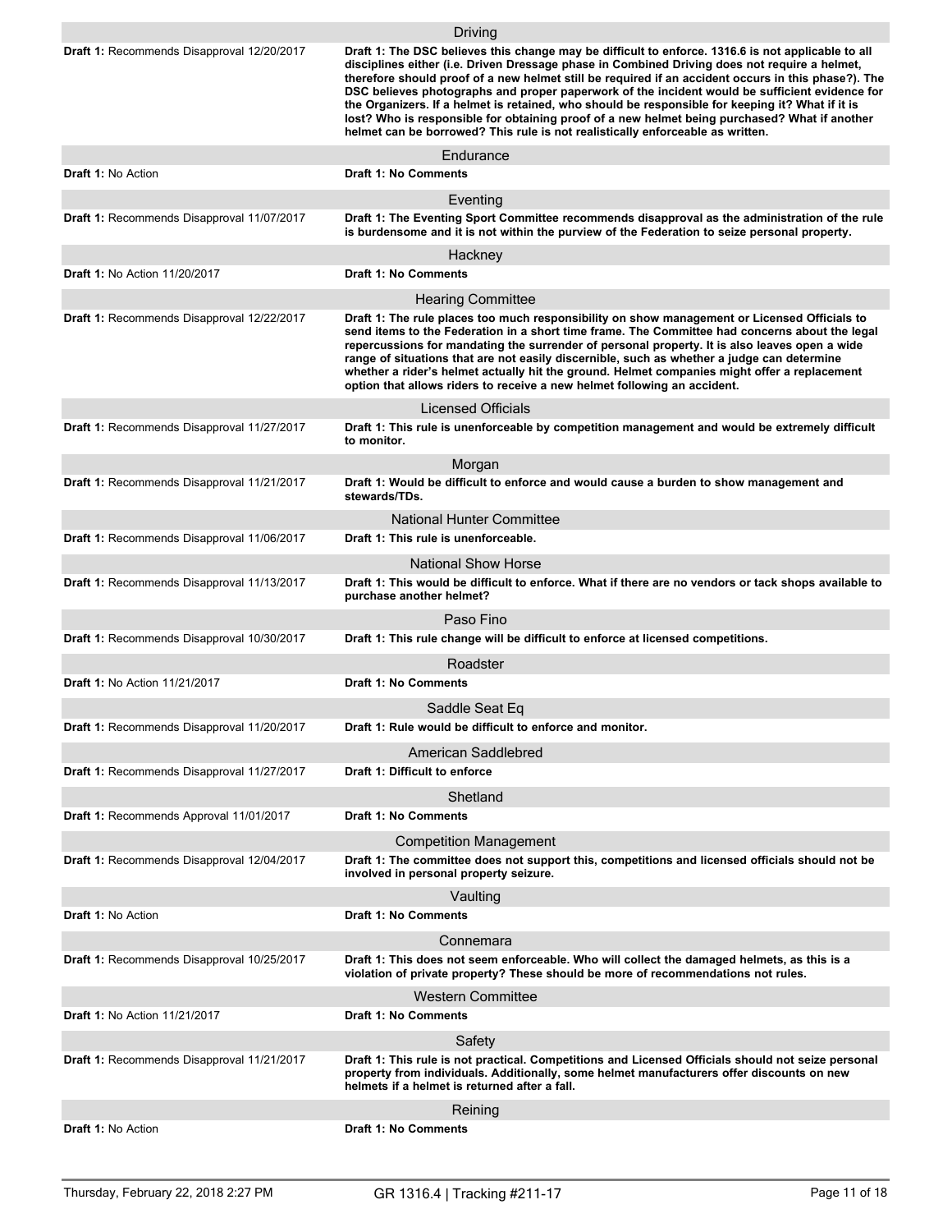### Driving

| | |
|---|---|
| **Draft 1:** Recommends Disapproval 12/20/2017 | **Draft 1: The DSC believes this change may be difficult to enforce. 1316.6 is not applicable to all disciplines either (i.e. Driven Dressage phase in Combined Driving does not require a helmet, therefore should proof of a new helmet still be required if an accident occurs in this phase?). The DSC believes photographs and proper paperwork of the incident would be sufficient evidence for the Organizers. If a helmet is retained, who should be responsible for keeping it? What if it is lost? Who is responsible for obtaining proof of a new helmet being purchased? What if another helmet can be borrowed? This rule is not realistically enforceable as written.** |

### Endurance

| | |
|---|---|
| **Draft 1:** No Action | **Draft 1: No Comments** |

### Eventing

| | |
|---|---|
| **Draft 1:** Recommends Disapproval 11/07/2017 | **Draft 1: The Eventing Sport Committee recommends disapproval as the administration of the rule is burdensome and it is not within the purview of the Federation to seize personal property.** |

### Hackney

| | |
|---|---|
| **Draft 1:** No Action 11/20/2017 | **Draft 1: No Comments** |

### Hearing Committee

| | |
|---|---|
| **Draft 1:** Recommends Disapproval 12/22/2017 | **Draft 1: The rule places too much responsibility on show management or Licensed Officials to send items to the Federation in a short time frame. The Committee had concerns about the legal repercussions for mandating the surrender of personal property. It is also leaves open a wide range of situations that are not easily discernible, such as whether a judge can determine whether a rider's helmet actually hit the ground. Helmet companies might offer a replacement option that allows riders to receive a new helmet following an accident.** |

### Licensed Officials

| | |
|---|---|
| **Draft 1:** Recommends Disapproval 11/27/2017 | **Draft 1: This rule is unenforceable by competition management and would be extremely difficult to monitor.** |

### Morgan

| | |
|---|---|
| **Draft 1:** Recommends Disapproval 11/21/2017 | **Draft 1: Would be difficult to enforce and would cause a burden to show management and stewards/TDs.** |

### National Hunter Committee

| | |
|---|---|
| **Draft 1:** Recommends Disapproval 11/06/2017 | **Draft 1: This rule is unenforceable.** |

### National Show Horse

| | |
|---|---|
| **Draft 1:** Recommends Disapproval 11/13/2017 | **Draft 1: This would be difficult to enforce. What if there are no vendors or tack shops available to purchase another helmet?** |

### Paso Fino

| | |
|---|---|
| **Draft 1:** Recommends Disapproval 10/30/2017 | **Draft 1: This rule change will be difficult to enforce at licensed competitions.** |

### Roadster

| | |
|---|---|
| **Draft 1:** No Action 11/21/2017 | **Draft 1: No Comments** |

### Saddle Seat Eq

| | |
|---|---|
| **Draft 1:** Recommends Disapproval 11/20/2017 | **Draft 1: Rule would be difficult to enforce and monitor.** |

### American Saddlebred

| | |
|---|---|
| **Draft 1:** Recommends Disapproval 11/27/2017 | **Draft 1: Difficult to enforce** |

### Shetland

| | |
|---|---|
| **Draft 1:** Recommends Approval 11/01/2017 | **Draft 1: No Comments** |

### Competition Management

| | |
|---|---|
| **Draft 1:** Recommends Disapproval 12/04/2017 | **Draft 1: The committee does not support this, competitions and licensed officials should not be involved in personal property seizure.** |

### Vaulting

| | |
|---|---|
| **Draft 1:** No Action | **Draft 1: No Comments** |

### Connemara

| | |
|---|---|
| **Draft 1:** Recommends Disapproval 10/25/2017 | **Draft 1: This does not seem enforceable. Who will collect the damaged helmets, as this is a violation of private property? These should be more of recommendations not rules.** |

### Western Committee

| | |
|---|---|
| **Draft 1:** No Action 11/21/2017 | **Draft 1: No Comments** |

### Safety

| | |
|---|---|
| **Draft 1:** Recommends Disapproval 11/21/2017 | **Draft 1: This rule is not practical. Competitions and Licensed Officials should not seize personal property from individuals. Additionally, some helmet manufacturers offer discounts on new helmets if a helmet is returned after a fall.** |

### Reining

| | |
|---|---|
| **Draft 1:** No Action | **Draft 1: No Comments** |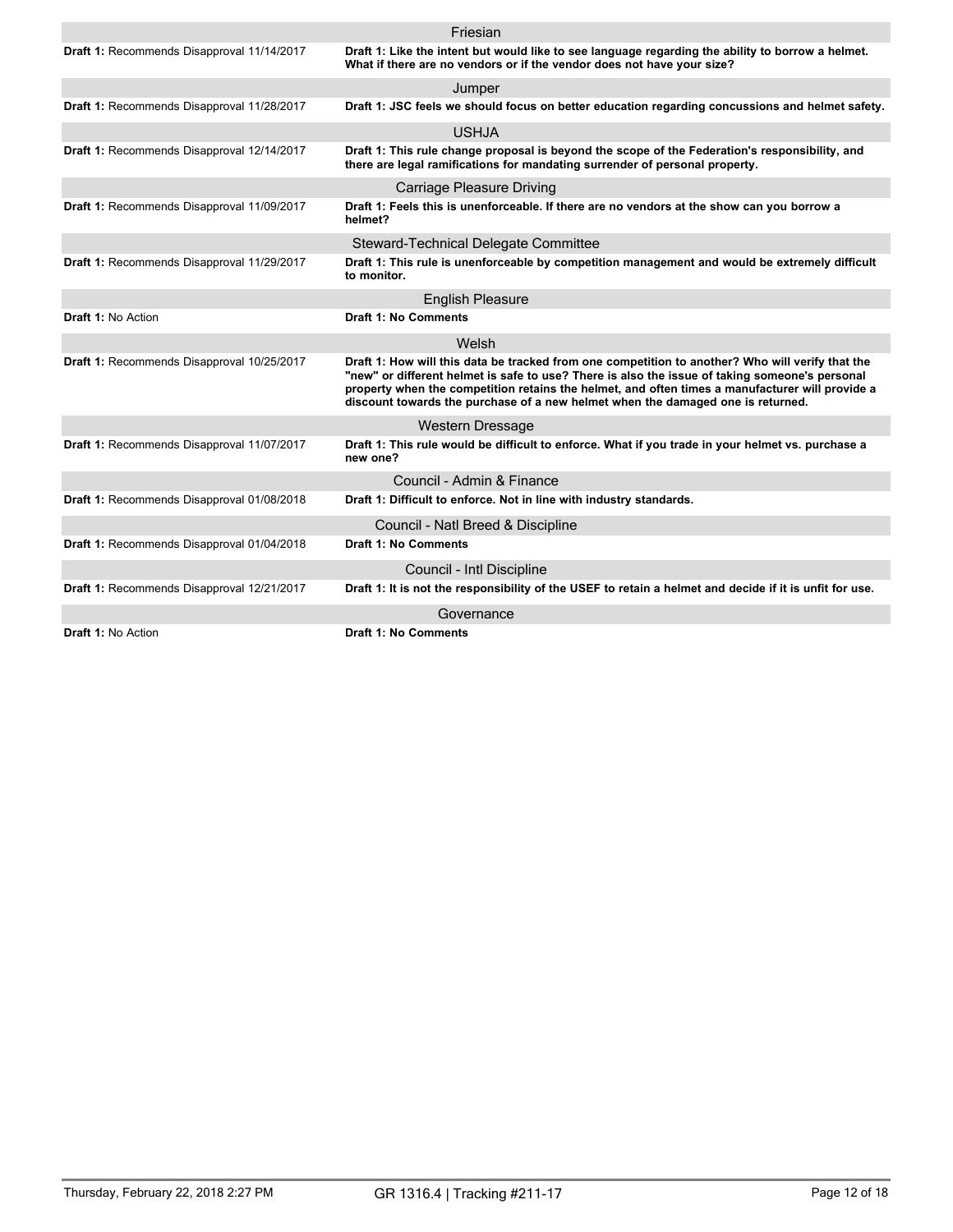| Committee | Recommendation | Comments |
|---|---|---|
| Friesian | **Draft 1:** Recommends Disapproval 11/14/2017 | **Draft 1: Like the intent but would like to see language regarding the ability to borrow a helmet. What if there are no vendors or if the vendor does not have your size?** |
| Jumper | **Draft 1:** Recommends Disapproval 11/28/2017 | **Draft 1: JSC feels we should focus on better education regarding concussions and helmet safety.** |
| USHJA | **Draft 1:** Recommends Disapproval 12/14/2017 | **Draft 1: This rule change proposal is beyond the scope of the Federation's responsibility, and there are legal ramifications for mandating surrender of personal property.** |
| Carriage Pleasure Driving | **Draft 1:** Recommends Disapproval 11/09/2017 | **Draft 1: Feels this is unenforceable. If there are no vendors at the show can you borrow a helmet?** |
| Steward-Technical Delegate Committee | **Draft 1:** Recommends Disapproval 11/29/2017 | **Draft 1: This rule is unenforceable by competition management and would be extremely difficult to monitor.** |
| English Pleasure | **Draft 1:** No Action | **Draft 1: No Comments** |
| Welsh | **Draft 1:** Recommends Disapproval 10/25/2017 | **Draft 1: How will this data be tracked from one competition to another? Who will verify that the "new" or different helmet is safe to use? There is also the issue of taking someone's personal property when the competition retains the helmet, and often times a manufacturer will provide a discount towards the purchase of a new helmet when the damaged one is returned.** |
| Western Dressage | **Draft 1:** Recommends Disapproval 11/07/2017 | **Draft 1: This rule would be difficult to enforce. What if you trade in your helmet vs. purchase a new one?** |
| Council - Admin & Finance | **Draft 1:** Recommends Disapproval 01/08/2018 | **Draft 1: Difficult to enforce. Not in line with industry standards.** |
| Council - Natl Breed & Discipline | **Draft 1:** Recommends Disapproval 01/04/2018 | **Draft 1: No Comments** |
| Council - Intl Discipline | **Draft 1:** Recommends Disapproval 12/21/2017 | **Draft 1: It is not the responsibility of the USEF to retain a helmet and decide if it is unfit for use.** |
| Governance | **Draft 1:** No Action | **Draft 1: No Comments** |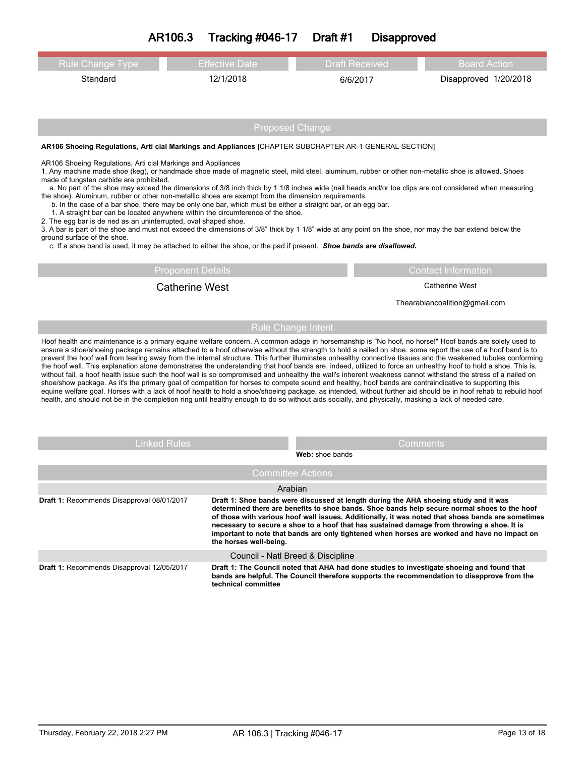# AR106.3 Tracking #046-17 Draft #1 Disapproved

| Rule Change Type | Effective Date | Draft Received | Board Action |
|---|---|---|---|
| Standard | 12/1/2018 | 6/6/2017 | Disapproved 1/20/2018 |

## Proposed Change

**AR106 Shoeing Regulations, Arti cial Markings and Appliances** [CHAPTER SUBCHAPTER AR-1 GENERAL SECTION]

AR106 Shoeing Regulations, Arti cial Markings and Appliances

1. Any machine made shoe (keg), or handmade shoe made of magnetic steel, mild steel, aluminum, rubber or other non-metallic shoe is allowed. Shoes made of tungsten carbide are prohibited.
   a. No part of the shoe may exceed the dimensions of 3/8 inch thick by 1 1/8 inches wide (nail heads and/or toe clips are not considered when measuring the shoe). Aluminum, rubber or other non-metallic shoes are exempt from the dimension requirements.
   b. In the case of a bar shoe, there may be only one bar, which must be either a straight bar, or an egg bar.
   1. A straight bar can be located anywhere within the circumference of the shoe.
2. The egg bar is de ned as an uninterrupted, oval shaped shoe.
3. A bar is part of the shoe and must not exceed the dimensions of 3/8" thick by 1 1/8" wide at any point on the shoe, nor may the bar extend below the ground surface of the shoe.
   c. ~~If a shoe band is used, it may be attached to either the shoe, or the pad if present~~. ***Shoe bands are disallowed.***

## Proponent Details

Catherine West

## Contact Information

Catherine West

Thearabiancoalition@gmail.com

## Rule Change Intent

Hoof health and maintenance is a primary equine welfare concern. A common adage in horsemanship is "No hoof, no horse!" Hoof bands are solely used to ensure a shoe/shoeing package remains attached to a hoof otherwise without the strength to hold a nailed on shoe. some report the use of a hoof band is to prevent the hoof wall from tearing away from the internal structure. This further illuminates unhealthy connective tissues and the weakened tubules conforming the hoof wall. This explanation alone demonstrates the understanding that hoof bands are, indeed, utilized to force an unhealthy hoof to hold a shoe. This is, without fail, a hoof health issue such the hoof wall is so compromised and unhealthy the wall's inherent weakness cannot withstand the stress of a nailed on shoe/show package. As it's the primary goal of competition for horses to compete sound and healthy, hoof bands are contraindicative to supporting this equine welfare goal. Horses with a lack of hoof health to hold a shoe/shoeing package, as intended, without further aid should be in hoof rehab to rebuild hoof health, and should not be in the completion ring until healthy enough to do so without aids socially, and physically, masking a lack of needed care.

## Linked Rules

## Comments

**Web:** shoe bands

## Committee Actions

### Arabian

| | |
|---|---|
| **Draft 1:** Recommends Disapproval 08/01/2017 | **Draft 1: Shoe bands were discussed at length during the AHA shoeing study and it was determined there are benefits to shoe bands. Shoe bands help secure normal shoes to the hoof of those with various hoof wall issues. Additionally, it was noted that shoes bands are sometimes necessary to secure a shoe to a hoof that has sustained damage from throwing a shoe. It is important to note that bands are only tightened when horses are worked and have no impact on the horses well-being.** |

### Council - Natl Breed & Discipline

| | |
|---|---|
| **Draft 1:** Recommends Disapproval 12/05/2017 | **Draft 1: The Council noted that AHA had done studies to investigate shoeing and found that bands are helpful. The Council therefore supports the recommendation to disapprove from the technical committee** |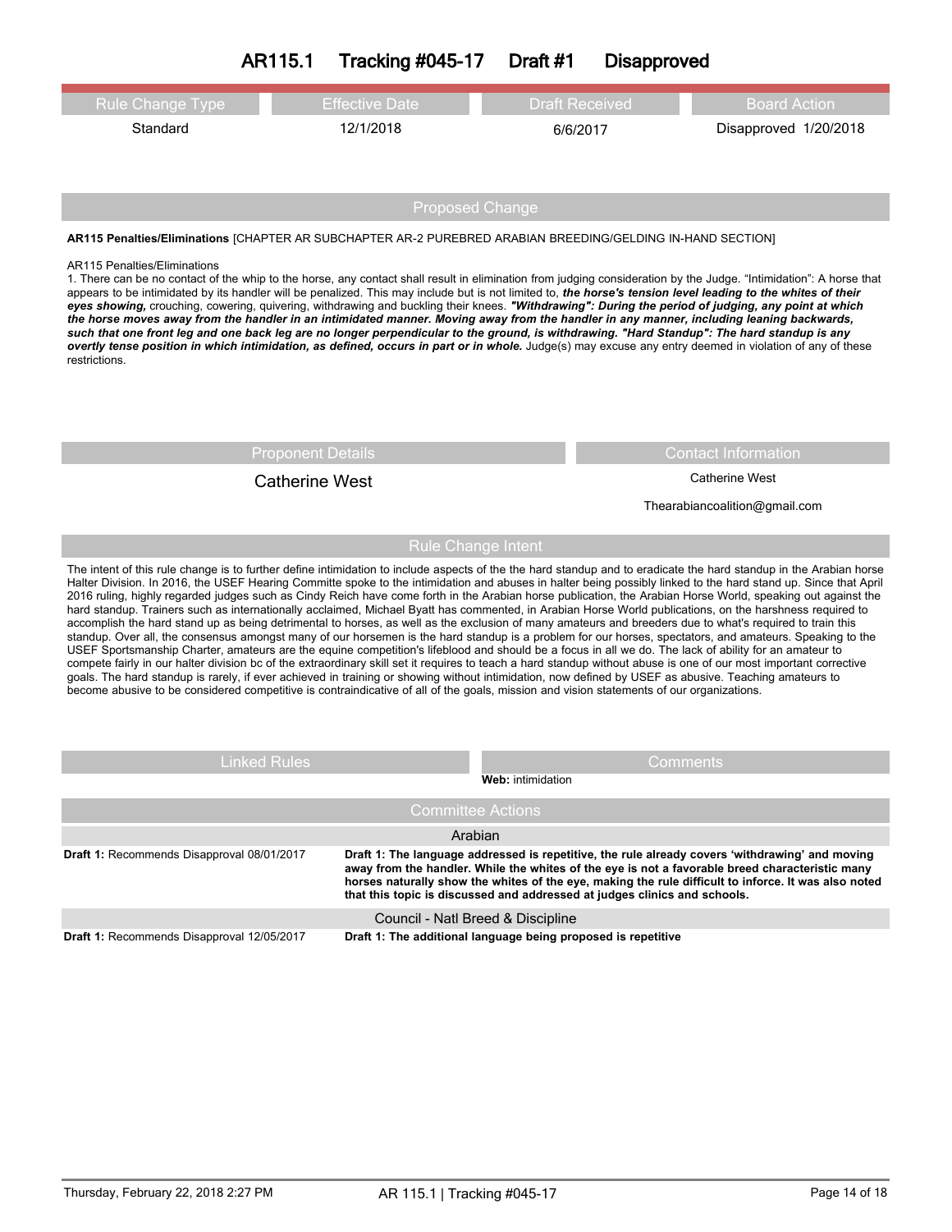# AR115.1 Tracking #045-17 Draft #1 Disapproved

| Rule Change Type | Effective Date | Draft Received | Board Action |
|---|---|---|---|
| Standard | 12/1/2018 | 6/6/2017 | Disapproved 1/20/2018 |

## Proposed Change

**AR115 Penalties/Eliminations** [CHAPTER AR SUBCHAPTER AR-2 PUREBRED ARABIAN BREEDING/GELDING IN-HAND SECTION]

AR115 Penalties/Eliminations

1. There can be no contact of the whip to the horse, any contact shall result in elimination from judging consideration by the Judge. "Intimidation": A horse that appears to be intimidated by its handler will be penalized. This may include but is not limited to, ***the horse's tension level leading to the whites of their eyes showing,*** crouching, cowering, quivering, withdrawing and buckling their knees. ***"Withdrawing": During the period of judging, any point at which the horse moves away from the handler in an intimidated manner. Moving away from the handler in any manner, including leaning backwards, such that one front leg and one back leg are no longer perpendicular to the ground, is withdrawing. "Hard Standup": The hard standup is any overtly tense position in which intimidation, as defined, occurs in part or in whole.*** Judge(s) may excuse any entry deemed in violation of any of these restrictions.

| Proponent Details | Contact Information |
|---|---|
| Catherine West | Catherine West |
| | Thearabiancoalition@gmail.com |

## Rule Change Intent

The intent of this rule change is to further define intimidation to include aspects of the the hard standup and to eradicate the hard standup in the Arabian horse Halter Division. In 2016, the USEF Hearing Committe spoke to the intimidation and abuses in halter being possibly linked to the hard stand up. Since that April 2016 ruling, highly regarded judges such as Cindy Reich have come forth in the Arabian horse publication, the Arabian Horse World, speaking out against the hard standup. Trainers such as internationally acclaimed, Michael Byatt has commented, in Arabian Horse World publications, on the harshness required to accomplish the hard stand up as being detrimental to horses, as well as the exclusion of many amateurs and breeders due to what's required to train this standup. Over all, the consensus amongst many of our horsemen is the hard standup is a problem for our horses, spectators, and amateurs. Speaking to the USEF Sportsmanship Charter, amateurs are the equine competition's lifeblood and should be a focus in all we do. The lack of ability for an amateur to compete fairly in our halter division bc of the extraordinary skill set it requires to teach a hard standup without abuse is one of our most important corrective goals. The hard standup is rarely, if ever achieved in training or showing without intimidation, now defined by USEF as abusive. Teaching amateurs to become abusive to be considered competitive is contraindicative of all of the goals, mission and vision statements of our organizations.

| Linked Rules | Comments |
|---|---|
| | **Web:** intimidation |

## Committee Actions

### Arabian

**Draft 1:** Recommends Disapproval 08/01/2017

**Draft 1: The language addressed is repetitive, the rule already covers 'withdrawing' and moving away from the handler. While the whites of the eye is not a favorable breed characteristic many horses naturally show the whites of the eye, making the rule difficult to inforce. It was also noted that this topic is discussed and addressed at judges clinics and schools.**

### Council - Natl Breed & Discipline

**Draft 1:** Recommends Disapproval 12/05/2017

**Draft 1: The additional language being proposed is repetitive**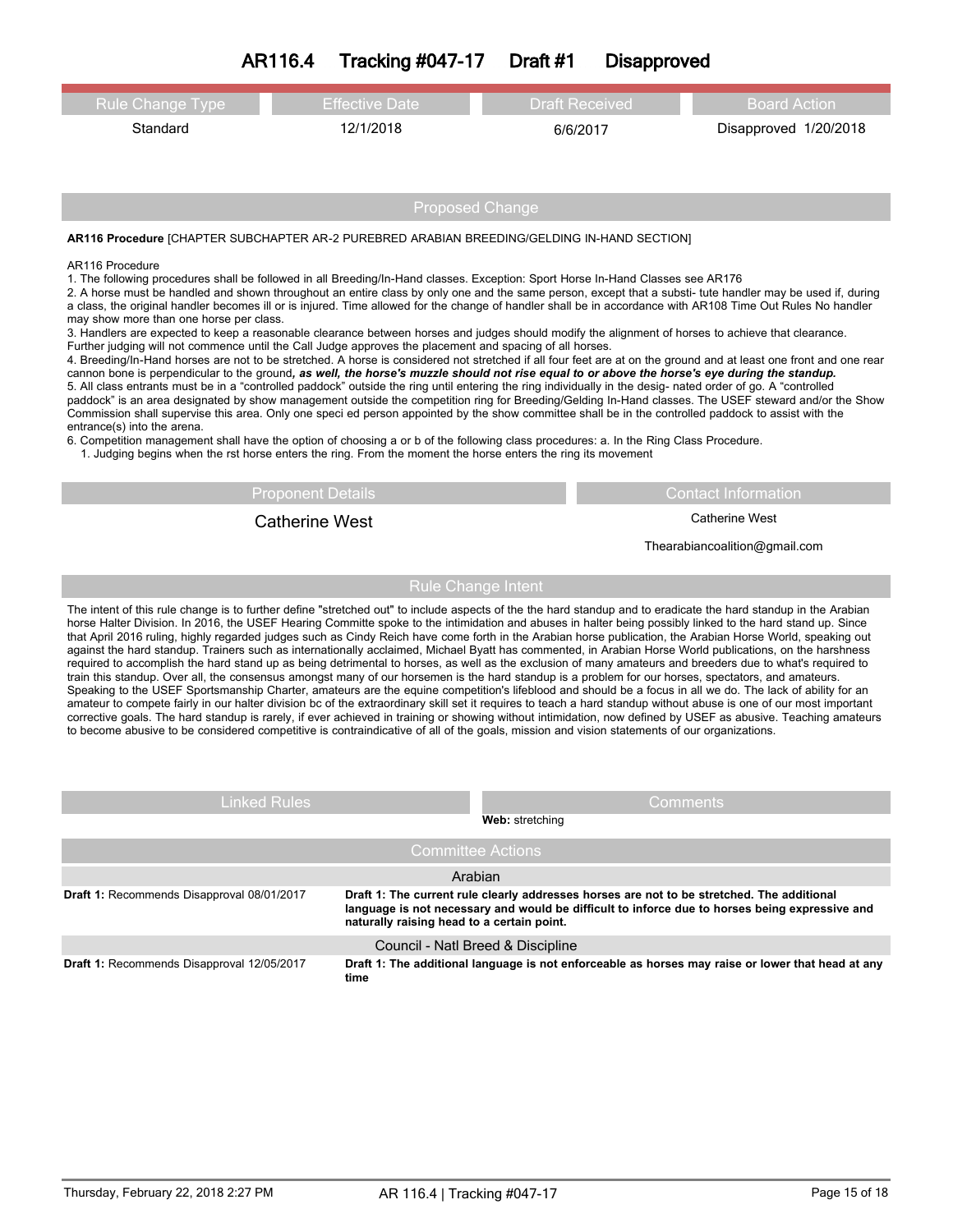# AR116.4 Tracking #047-17 Draft #1 Disapproved

| Rule Change Type | Effective Date | Draft Received | Board Action |
|---|---|---|---|
| Standard | 12/1/2018 | 6/6/2017 | Disapproved 1/20/2018 |

## Proposed Change

**AR116 Procedure** [CHAPTER SUBCHAPTER AR-2 PUREBRED ARABIAN BREEDING/GELDING IN-HAND SECTION]

AR116 Procedure

1. The following procedures shall be followed in all Breeding/In-Hand classes. Exception: Sport Horse In-Hand Classes see AR176
2. A horse must be handled and shown throughout an entire class by only one and the same person, except that a substi- tute handler may be used if, during a class, the original handler becomes ill or is injured. Time allowed for the change of handler shall be in accordance with AR108 Time Out Rules No handler may show more than one horse per class.
3. Handlers are expected to keep a reasonable clearance between horses and judges should modify the alignment of horses to achieve that clearance. Further judging will not commence until the Call Judge approves the placement and spacing of all horses.
4. Breeding/In-Hand horses are not to be stretched. A horse is considered not stretched if all four feet are at on the ground and at least one front and one rear cannon bone is perpendicular to the ground***, as well, the horse's muzzle should not rise equal to or above the horse's eye during the standup.***
5. All class entrants must be in a "controlled paddock" outside the ring until entering the ring individually in the desig- nated order of go. A "controlled paddock" is an area designated by show management outside the competition ring for Breeding/Gelding In-Hand classes. The USEF steward and/or the Show Commission shall supervise this area. Only one speci ed person appointed by the show committee shall be in the controlled paddock to assist with the entrance(s) into the arena.
6. Competition management shall have the option of choosing a or b of the following class procedures: a. In the Ring Class Procedure.
   1. Judging begins when the rst horse enters the ring. From the moment the horse enters the ring its movement

| Proponent Details | Contact Information |
|---|---|
| Catherine West | Catherine West<br>Thearabiancoalition@gmail.com |

## Rule Change Intent

The intent of this rule change is to further define "stretched out" to include aspects of the the hard standup and to eradicate the hard standup in the Arabian horse Halter Division. In 2016, the USEF Hearing Committe spoke to the intimidation and abuses in halter being possibly linked to the hard stand up. Since that April 2016 ruling, highly regarded judges such as Cindy Reich have come forth in the Arabian horse publication, the Arabian Horse World, speaking out against the hard standup. Trainers such as internationally acclaimed, Michael Byatt has commented, in Arabian Horse World publications, on the harshness required to accomplish the hard stand up as being detrimental to horses, as well as the exclusion of many amateurs and breeders due to what's required to train this standup. Over all, the consensus amongst many of our horsemen is the hard standup is a problem for our horses, spectators, and amateurs. Speaking to the USEF Sportsmanship Charter, amateurs are the equine competition's lifeblood and should be a focus in all we do. The lack of ability for an amateur to compete fairly in our halter division bc of the extraordinary skill set it requires to teach a hard standup without abuse is one of our most important corrective goals. The hard standup is rarely, if ever achieved in training or showing without intimidation, now defined by USEF as abusive. Teaching amateurs to become abusive to be considered competitive is contraindicative of all of the goals, mission and vision statements of our organizations.

| Linked Rules | Comments |
|---|---|
| | **Web:** stretching |

## Committee Actions

| Arabian | |
|---|---|
| **Draft 1:** Recommends Disapproval 08/01/2017 | **Draft 1: The current rule clearly addresses horses are not to be stretched. The additional language is not necessary and would be difficult to inforce due to horses being expressive and naturally raising head to a certain point.** |

| Council - Natl Breed & Discipline | |
|---|---|
| **Draft 1:** Recommends Disapproval 12/05/2017 | **Draft 1: The additional language is not enforceable as horses may raise or lower that head at any time** |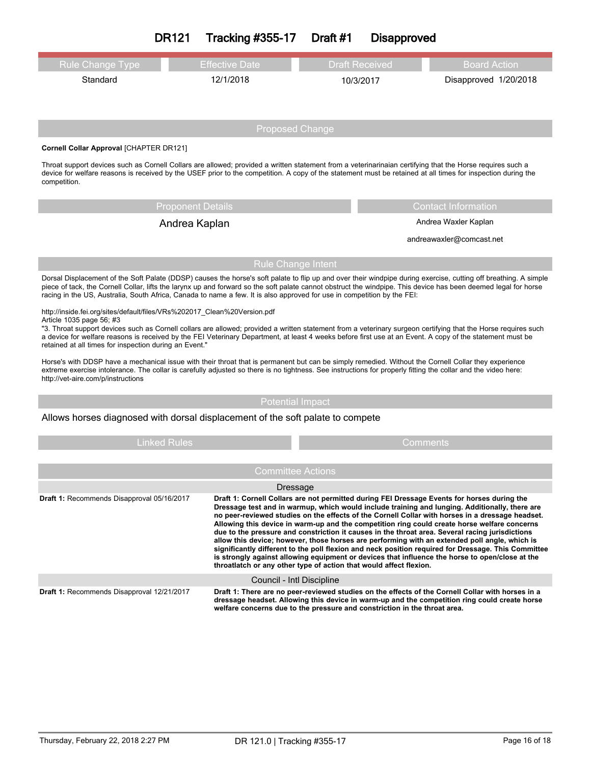# DR121 Tracking #355-17 Draft #1 Disapproved

| Rule Change Type | Effective Date | Draft Received | Board Action |
|---|---|---|---|
| Standard | 12/1/2018 | 10/3/2017 | Disapproved 1/20/2018 |

## Proposed Change

**Cornell Collar Approval** [CHAPTER DR121]

Throat support devices such as Cornell Collars are allowed; provided a written statement from a veterinarinaian certifying that the Horse requires such a device for welfare reasons is received by the USEF prior to the competition. A copy of the statement must be retained at all times for inspection during the competition.

| Proponent Details | Contact Information |
|---|---|
| Andrea Kaplan | Andrea Waxler Kaplan<br>andreawaxler@comcast.net |

## Rule Change Intent

Dorsal Displacement of the Soft Palate (DDSP) causes the horse's soft palate to flip up and over their windpipe during exercise, cutting off breathing. A simple piece of tack, the Cornell Collar, lifts the larynx up and forward so the soft palate cannot obstruct the windpipe. This device has been deemed legal for horse racing in the US, Australia, South Africa, Canada to name a few. It is also approved for use in competition by the FEI:

http://inside.fei.org/sites/default/files/VRs%202017_Clean%20Version.pdf
Article 1035 page 56; #3
"3. Throat support devices such as Cornell collars are allowed; provided a written statement from a veterinary surgeon certifying that the Horse requires such a device for welfare reasons is received by the FEI Veterinary Department, at least 4 weeks before first use at an Event. A copy of the statement must be retained at all times for inspection during an Event."

Horse's with DDSP have a mechanical issue with their throat that is permanent but can be simply remedied. Without the Cornell Collar they experience extreme exercise intolerance. The collar is carefully adjusted so there is no tightness. See instructions for properly fitting the collar and the video here: http://vet-aire.com/p/instructions

## Potential Impact

Allows horses diagnosed with dorsal displacement of the soft palate to compete

| Linked Rules | Comments |
|---|---|
| | |

## Committee Actions

### Dressage

| | |
|---|---|
| **Draft 1:** Recommends Disapproval 05/16/2017 | **Draft 1: Cornell Collars are not permitted during FEI Dressage Events for horses during the Dressage test and in warmup, which would include training and lunging. Additionally, there are no peer-reviewed studies on the effects of the Cornell Collar with horses in a dressage headset. Allowing this device in warm-up and the competition ring could create horse welfare concerns due to the pressure and constriction it causes in the throat area. Several racing jurisdictions allow this device; however, those horses are performing with an extended poll angle, which is significantly different to the poll flexion and neck position required for Dressage. This Committee is strongly against allowing equipment or devices that influence the horse to open/close at the throatlatch or any other type of action that would affect flexion.** |

### Council - Intl Discipline

| | |
|---|---|
| **Draft 1:** Recommends Disapproval 12/21/2017 | **Draft 1: There are no peer-reviewed studies on the effects of the Cornell Collar with horses in a dressage headset. Allowing this device in warm-up and the competition ring could create horse welfare concerns due to the pressure and constriction in the throat area.** |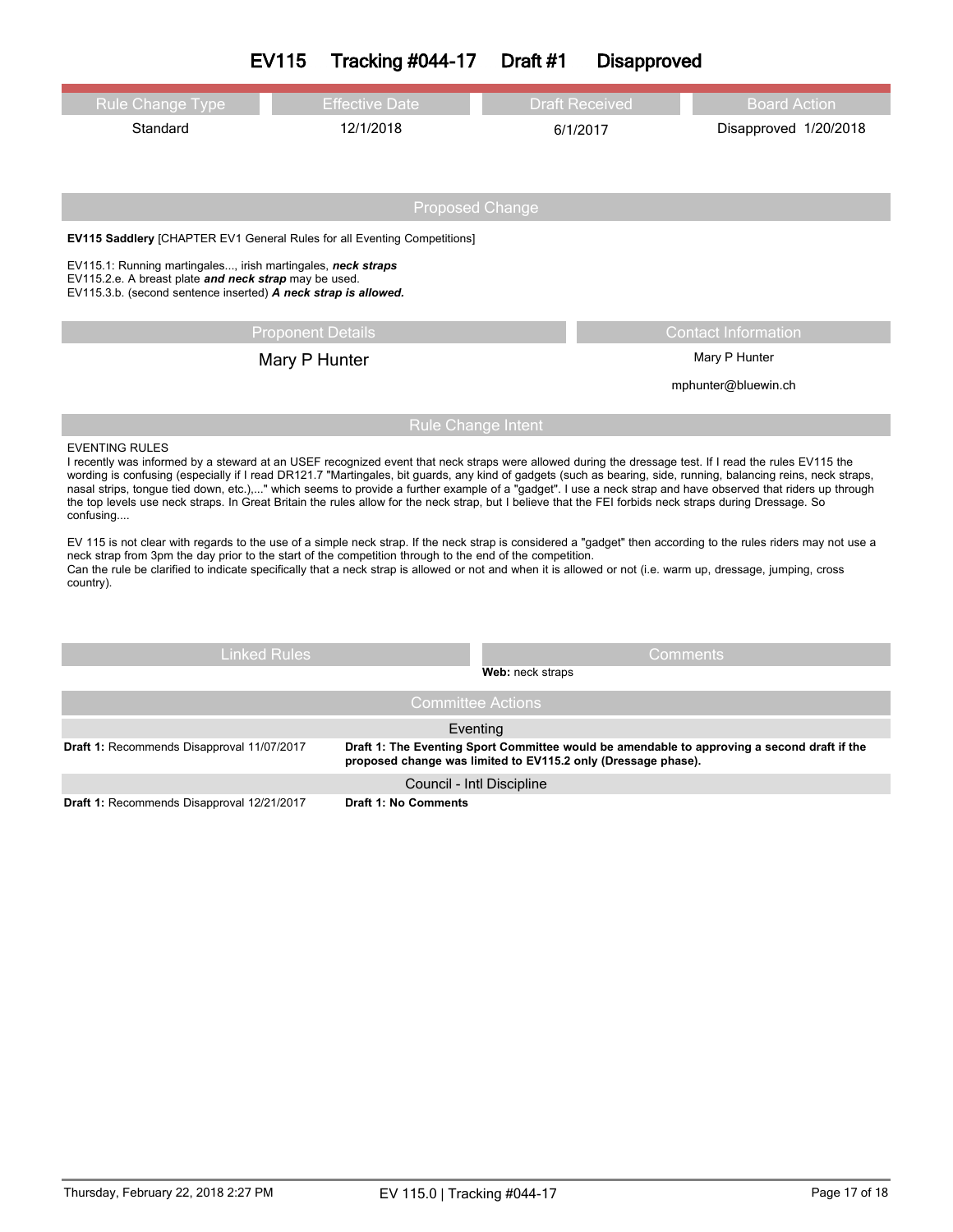# EV115 Tracking #044-17 Draft #1 Disapproved

| Rule Change Type | Effective Date | Draft Received | Board Action |
|---|---|---|---|
| Standard | 12/1/2018 | 6/1/2017 | Disapproved 1/20/2018 |

## Proposed Change

**EV115 Saddlery** [CHAPTER EV1 General Rules for all Eventing Competitions]

EV115.1: Running martingales..., irish martingales, ***neck straps***
EV115.2.e. A breast plate ***and neck strap*** may be used.
EV115.3.b. (second sentence inserted) ***A neck strap is allowed.***

| Proponent Details | Contact Information |
|---|---|
| Mary P Hunter | Mary P Hunter<br>mphunter@bluewin.ch |

## Rule Change Intent

EVENTING RULES
I recently was informed by a steward at an USEF recognized event that neck straps were allowed during the dressage test. If I read the rules EV115 the wording is confusing (especially if I read DR121.7 "Martingales, bit guards, any kind of gadgets (such as bearing, side, running, balancing reins, neck straps, nasal strips, tongue tied down, etc.),..." which seems to provide a further example of a "gadget". I use a neck strap and have observed that riders up through the top levels use neck straps. In Great Britain the rules allow for the neck strap, but I believe that the FEI forbids neck straps during Dressage. So confusing....

EV 115 is not clear with regards to the use of a simple neck strap. If the neck strap is considered a "gadget" then according to the rules riders may not use a neck strap from 3pm the day prior to the start of the competition through to the end of the competition.
Can the rule be clarified to indicate specifically that a neck strap is allowed or not and when it is allowed or not (i.e. warm up, dressage, jumping, cross country).

| Linked Rules | Comments |
|---|---|
| | **Web:** neck straps |

## Committee Actions

**Eventing**

| | |
|---|---|
| **Draft 1:** Recommends Disapproval 11/07/2017 | **Draft 1: The Eventing Sport Committee would be amendable to approving a second draft if the proposed change was limited to EV115.2 only (Dressage phase).** |

**Council - Intl Discipline**

| | |
|---|---|
| **Draft 1:** Recommends Disapproval 12/21/2017 | **Draft 1: No Comments** |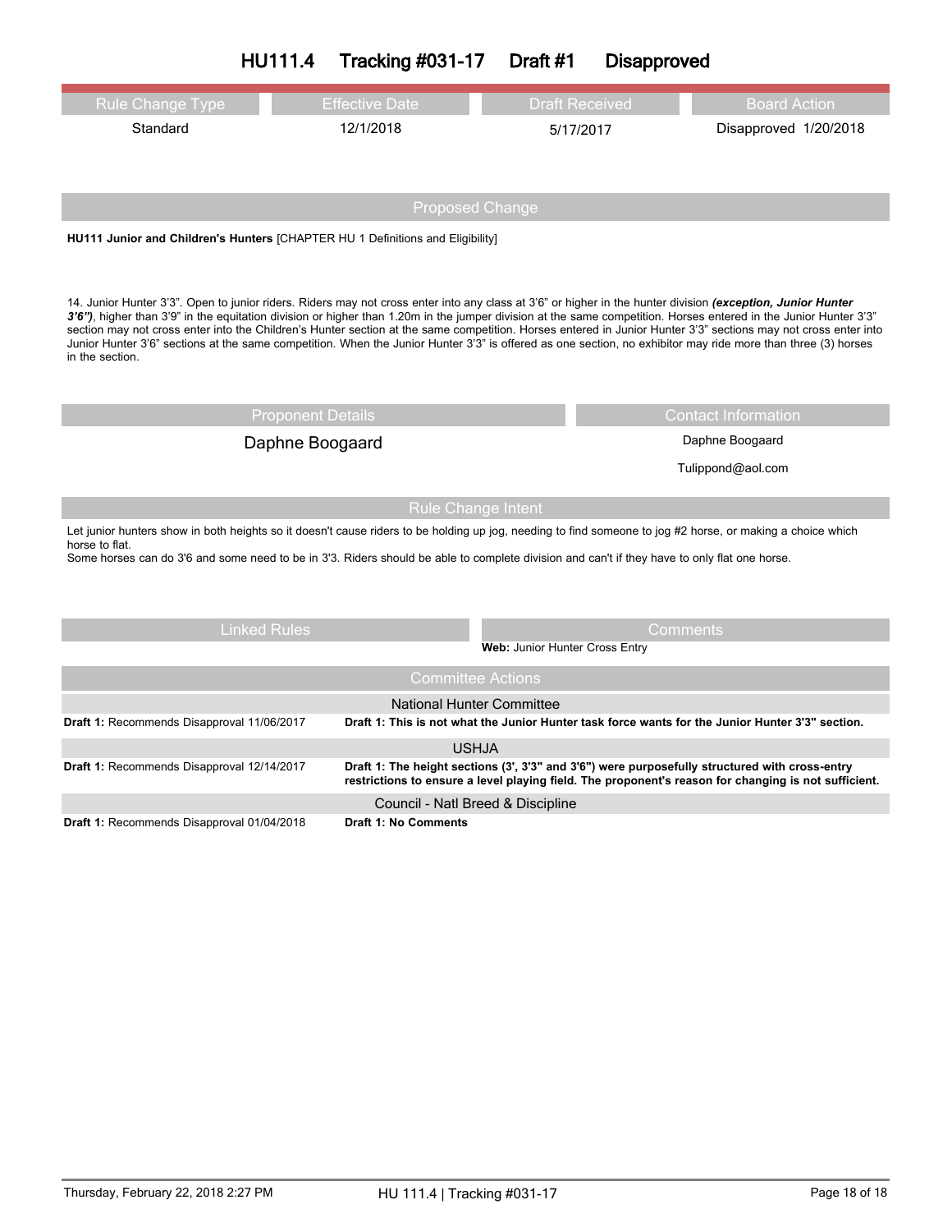# HU111.4 Tracking #031-17 Draft #1 Disapproved

| Rule Change Type | Effective Date | Draft Received | Board Action |
| --- | --- | --- | --- |
| Standard | 12/1/2018 | 5/17/2017 | Disapproved 1/20/2018 |

## Proposed Change

**HU111 Junior and Children's Hunters** [CHAPTER HU 1 Definitions and Eligibility]

14. Junior Hunter 3'3". Open to junior riders. Riders may not cross enter into any class at 3'6" or higher in the hunter division ***(exception, Junior Hunter 3'6")***, higher than 3'9" in the equitation division or higher than 1.20m in the jumper division at the same competition. Horses entered in the Junior Hunter 3'3" section may not cross enter into the Children's Hunter section at the same competition. Horses entered in Junior Hunter 3'3" sections may not cross enter into Junior Hunter 3'6" sections at the same competition. When the Junior Hunter 3'3" is offered as one section, no exhibitor may ride more than three (3) horses in the section.

| Proponent Details | Contact Information |
| --- | --- |
| Daphne Boogaard | Daphne Boogaard |
| | Tulippond@aol.com |

## Rule Change Intent

Let junior hunters show in both heights so it doesn't cause riders to be holding up jog, needing to find someone to jog #2 horse, or making a choice which horse to flat.
Some horses can do 3'6 and some need to be in 3'3. Riders should be able to complete division and can't if they have to only flat one horse.

| Linked Rules | Comments |
| --- | --- |
| | **Web:** Junior Hunter Cross Entry |

## Committee Actions

**National Hunter Committee**

| | |
| --- | --- |
| **Draft 1:** Recommends Disapproval 11/06/2017 | **Draft 1: This is not what the Junior Hunter task force wants for the Junior Hunter 3'3" section.** |

**USHJA**

| | |
| --- | --- |
| **Draft 1:** Recommends Disapproval 12/14/2017 | **Draft 1: The height sections (3', 3'3" and 3'6") were purposefully structured with cross-entry restrictions to ensure a level playing field. The proponent's reason for changing is not sufficient.** |

**Council - Natl Breed & Discipline**

| | |
| --- | --- |
| **Draft 1:** Recommends Disapproval 01/04/2018 | **Draft 1: No Comments** |